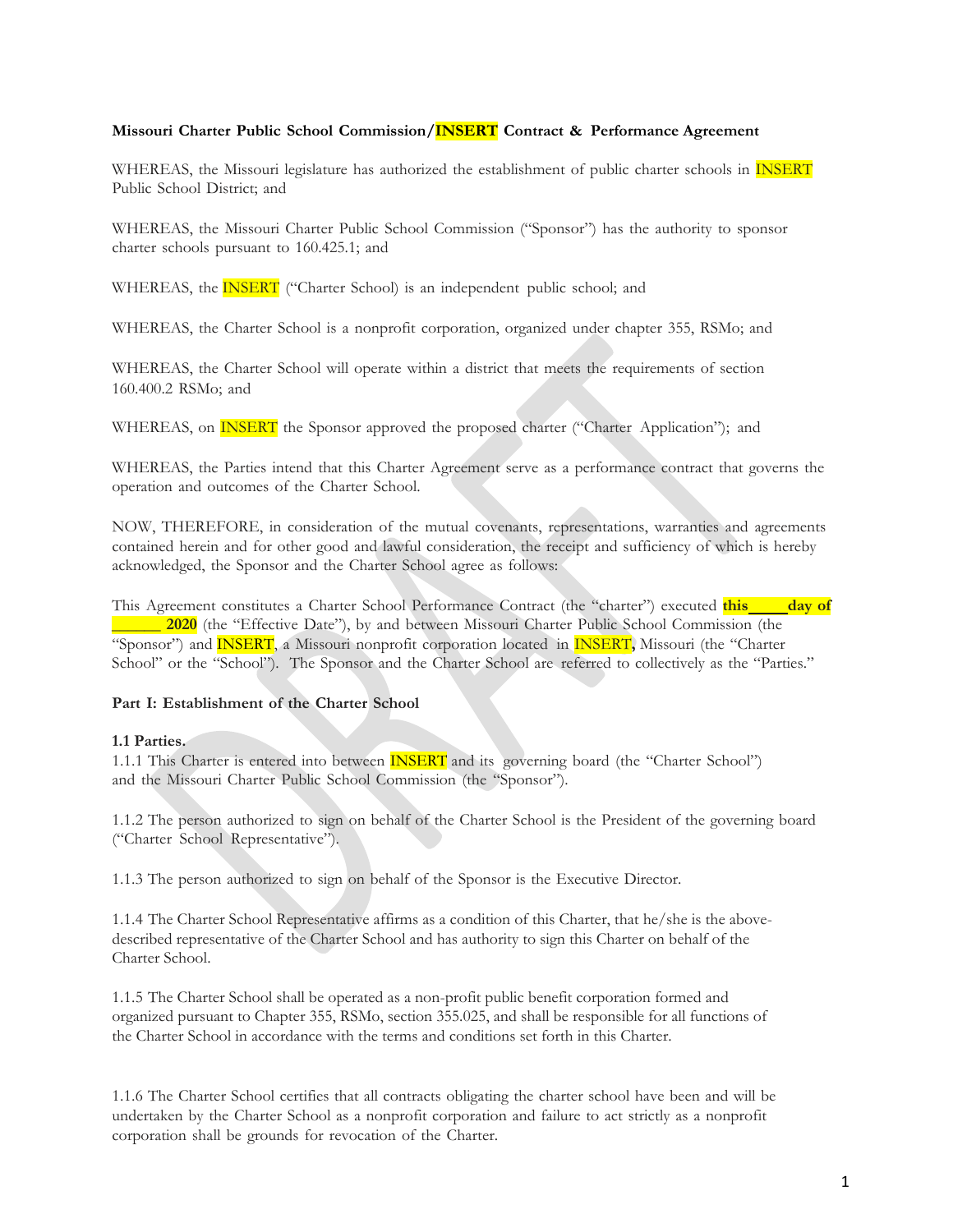**Missouri Charter Public School Commission/INSERT Contract & Performance Agreement**

WHEREAS, the Missouri legislature has authorized the establishment of public charter schools in INSERT Public School District; and

WHEREAS, the Missouri Charter Public School Commission ("Sponsor") has the authority to sponsor charter schools pursuant to 160.425.1; and

WHEREAS, the INSERT ("Charter School) is an independent public school; and

WHEREAS, the Charter School is a nonprofit corporation, organized under chapter 355, RSMo; and

WHEREAS, the Charter School will operate within a district that meets the requirements of section 160.400.2 RSMo; and

WHEREAS, on INSERT the Sponsor approved the proposed charter ("Charter Application"); and

WHEREAS, the Parties intend that this Charter Agreement serve as a performance contract that governs the operation and outcomes of the Charter School.

NOW, THEREFORE, in consideration of the mutual covenants, representations, warranties and agreements contained herein and for other good and lawful consideration, the receipt and sufficiency of which is hereby acknowledged, the Sponsor and the Charter School agree as follows:

This Agreement constitutes a Charter School Performance Contract (the "charter") executed **this_____day of ______ 2020** (the "Effective Date"), by and between Missouri Charter Public School Commission (the "Sponsor") and INSERT, a Missouri nonprofit corporation located in INSERT**,** Missouri (the "Charter School" or the "School"). The Sponsor and the Charter School are referred to collectively as the "Parties."

## Part I: Establishment of the Charter School

### 1.1 Parties.

1.1.1 This Charter is entered into between INSERT and its governing board (the "Charter School") and the Missouri Charter Public School Commission (the "Sponsor").

1.1.2 The person authorized to sign on behalf of the Charter School is the President of the governing board ("Charter School Representative").

1.1.3 The person authorized to sign on behalf of the Sponsor is the Executive Director.

1.1.4 The Charter School Representative affirms as a condition of this Charter, that he/she is the above-described representative of the Charter School and has authority to sign this Charter on behalf of the Charter School.

1.1.5 The Charter School shall be operated as a non-profit public benefit corporation formed and organized pursuant to Chapter 355, RSMo, section 355.025, and shall be responsible for all functions of the Charter School in accordance with the terms and conditions set forth in this Charter.

1.1.6 The Charter School certifies that all contracts obligating the charter school have been and will be undertaken by the Charter School as a nonprofit corporation and failure to act strictly as a nonprofit corporation shall be grounds for revocation of the Charter.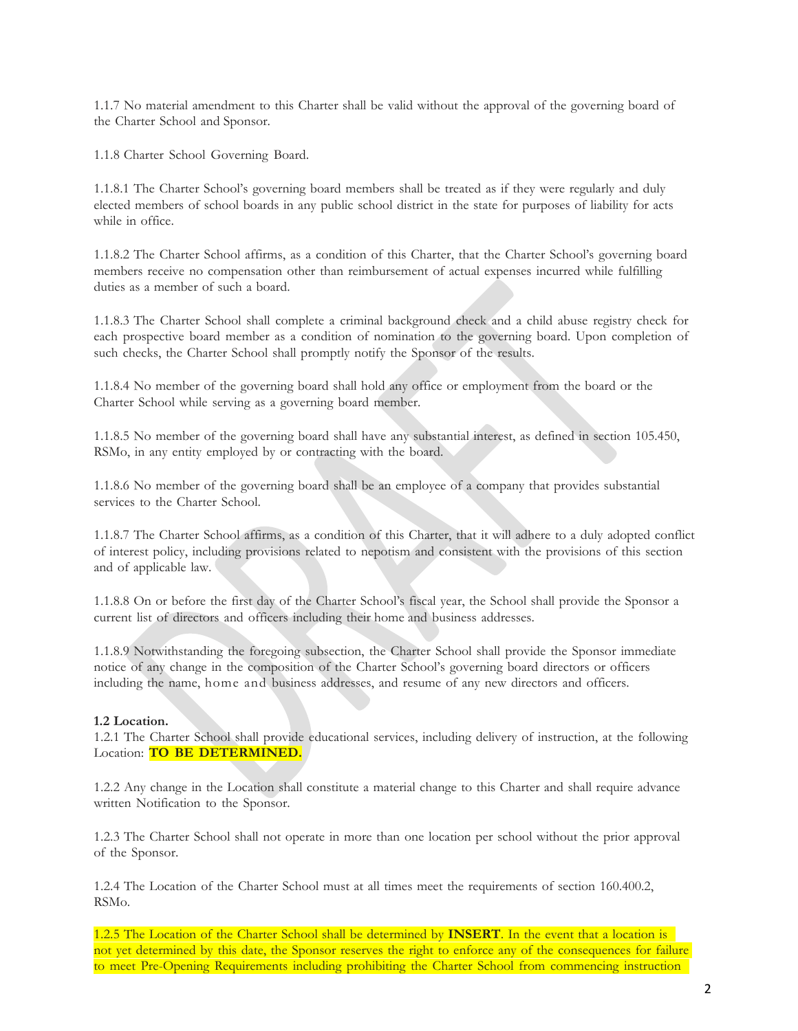1.1.7 No material amendment to this Charter shall be valid without the approval of the governing board of the Charter School and Sponsor.

1.1.8 Charter School Governing Board.

1.1.8.1 The Charter School's governing board members shall be treated as if they were regularly and duly elected members of school boards in any public school district in the state for purposes of liability for acts while in office.

1.1.8.2 The Charter School affirms, as a condition of this Charter, that the Charter School's governing board members receive no compensation other than reimbursement of actual expenses incurred while fulfilling duties as a member of such a board.

1.1.8.3 The Charter School shall complete a criminal background check and a child abuse registry check for each prospective board member as a condition of nomination to the governing board. Upon completion of such checks, the Charter School shall promptly notify the Sponsor of the results.

1.1.8.4 No member of the governing board shall hold any office or employment from the board or the Charter School while serving as a governing board member.

1.1.8.5 No member of the governing board shall have any substantial interest, as defined in section 105.450, RSMo, in any entity employed by or contracting with the board.

1.1.8.6 No member of the governing board shall be an employee of a company that provides substantial services to the Charter School.

1.1.8.7 The Charter School affirms, as a condition of this Charter, that it will adhere to a duly adopted conflict of interest policy, including provisions related to nepotism and consistent with the provisions of this section and of applicable law.

1.1.8.8 On or before the first day of the Charter School's fiscal year, the School shall provide the Sponsor a current list of directors and officers including their home and business addresses.

1.1.8.9 Notwithstanding the foregoing subsection, the Charter School shall provide the Sponsor immediate notice of any change in the composition of the Charter School's governing board directors or officers including the name, home and business addresses, and resume of any new directors and officers.

**1.2 Location.**

1.2.1 The Charter School shall provide educational services, including delivery of instruction, at the following Location: **TO BE DETERMINED.**

1.2.2 Any change in the Location shall constitute a material change to this Charter and shall require advance written Notification to the Sponsor.

1.2.3 The Charter School shall not operate in more than one location per school without the prior approval of the Sponsor.

1.2.4 The Location of the Charter School must at all times meet the requirements of section 160.400.2, RSMo.

1.2.5 The Location of the Charter School shall be determined by **INSERT**. In the event that a location is not yet determined by this date, the Sponsor reserves the right to enforce any of the consequences for failure to meet Pre-Opening Requirements including prohibiting the Charter School from commencing instruction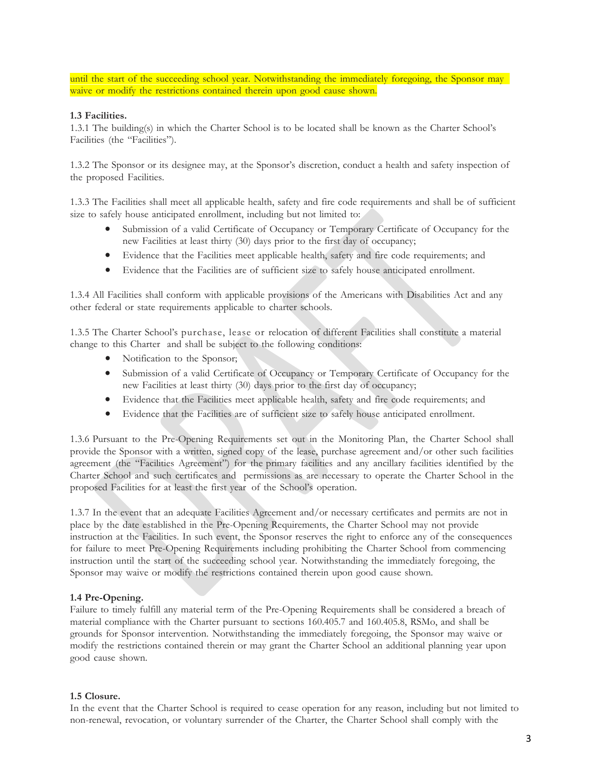until the start of the succeeding school year. Notwithstanding the immediately foregoing, the Sponsor may waive or modify the restrictions contained therein upon good cause shown.

**1.3 Facilities.**

1.3.1 The building(s) in which the Charter School is to be located shall be known as the Charter School's Facilities (the "Facilities").

1.3.2 The Sponsor or its designee may, at the Sponsor's discretion, conduct a health and safety inspection of the proposed Facilities.

1.3.3 The Facilities shall meet all applicable health, safety and fire code requirements and shall be of sufficient size to safely house anticipated enrollment, including but not limited to:

- Submission of a valid Certificate of Occupancy or Temporary Certificate of Occupancy for the new Facilities at least thirty (30) days prior to the first day of occupancy;
- Evidence that the Facilities meet applicable health, safety and fire code requirements; and
- Evidence that the Facilities are of sufficient size to safely house anticipated enrollment.

1.3.4 All Facilities shall conform with applicable provisions of the Americans with Disabilities Act and any other federal or state requirements applicable to charter schools.

1.3.5 The Charter School's purchase, lease or relocation of different Facilities shall constitute a material change to this Charter and shall be subject to the following conditions:

- Notification to the Sponsor;
- Submission of a valid Certificate of Occupancy or Temporary Certificate of Occupancy for the new Facilities at least thirty (30) days prior to the first day of occupancy;
- Evidence that the Facilities meet applicable health, safety and fire code requirements; and
- Evidence that the Facilities are of sufficient size to safely house anticipated enrollment.

1.3.6 Pursuant to the Pre-Opening Requirements set out in the Monitoring Plan, the Charter School shall provide the Sponsor with a written, signed copy of the lease, purchase agreement and/or other such facilities agreement (the "Facilities Agreement") for the primary facilities and any ancillary facilities identified by the Charter School and such certificates and permissions as are necessary to operate the Charter School in the proposed Facilities for at least the first year of the School's operation.

1.3.7 In the event that an adequate Facilities Agreement and/or necessary certificates and permits are not in place by the date established in the Pre-Opening Requirements, the Charter School may not provide instruction at the Facilities. In such event, the Sponsor reserves the right to enforce any of the consequences for failure to meet Pre-Opening Requirements including prohibiting the Charter School from commencing instruction until the start of the succeeding school year. Notwithstanding the immediately foregoing, the Sponsor may waive or modify the restrictions contained therein upon good cause shown.

**1.4 Pre-Opening.**

Failure to timely fulfill any material term of the Pre-Opening Requirements shall be considered a breach of material compliance with the Charter pursuant to sections 160.405.7 and 160.405.8, RSMo, and shall be grounds for Sponsor intervention. Notwithstanding the immediately foregoing, the Sponsor may waive or modify the restrictions contained therein or may grant the Charter School an additional planning year upon good cause shown.

**1.5 Closure.**

In the event that the Charter School is required to cease operation for any reason, including but not limited to non-renewal, revocation, or voluntary surrender of the Charter, the Charter School shall comply with the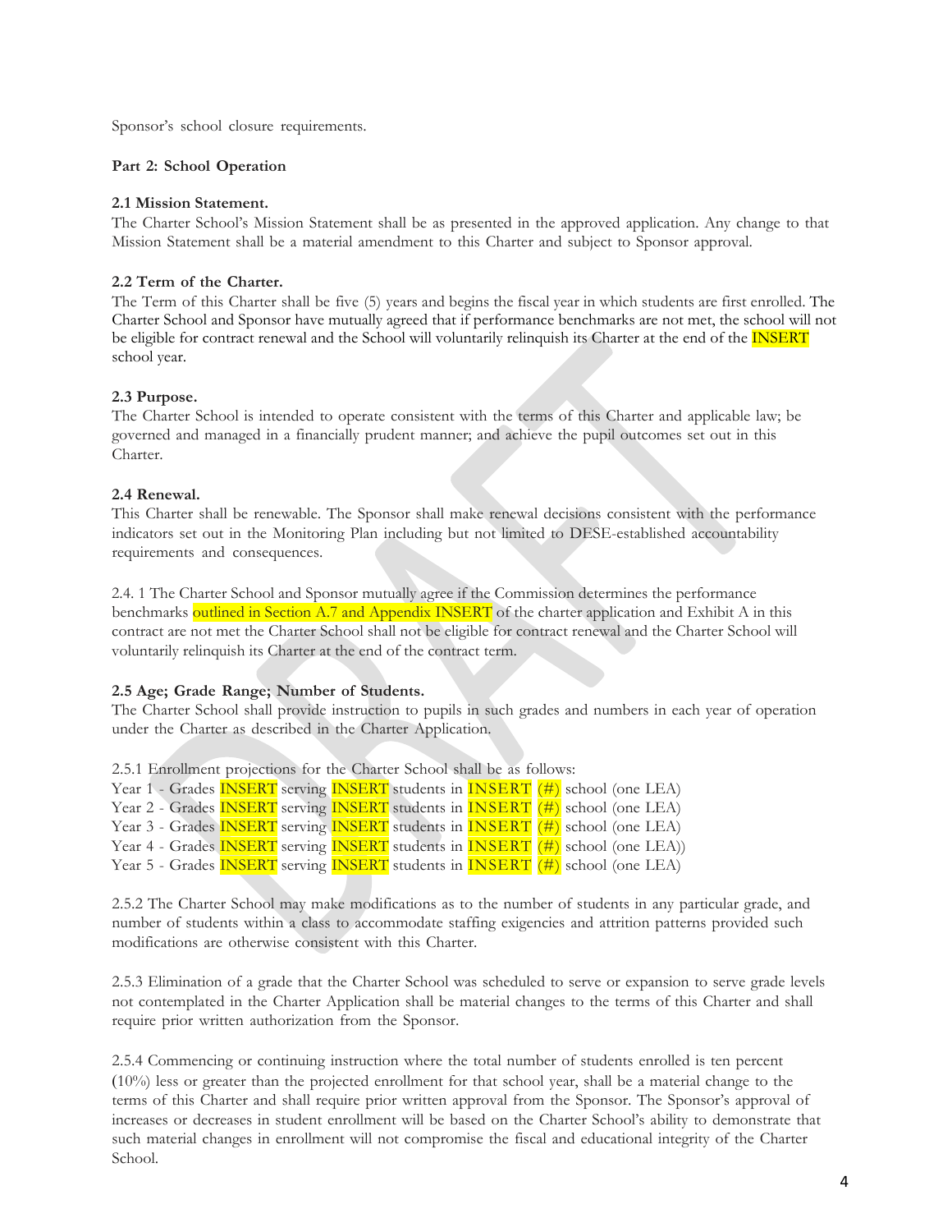Sponsor's school closure requirements.

**Part 2: School Operation**

**2.1 Mission Statement.**
The Charter School's Mission Statement shall be as presented in the approved application. Any change to that Mission Statement shall be a material amendment to this Charter and subject to Sponsor approval.

**2.2 Term of the Charter.**
The Term of this Charter shall be five (5) years and begins the fiscal year in which students are first enrolled. The Charter School and Sponsor have mutually agreed that if performance benchmarks are not met, the school will not be eligible for contract renewal and the School will voluntarily relinquish its Charter at the end of the INSERT school year.

**2.3 Purpose.**
The Charter School is intended to operate consistent with the terms of this Charter and applicable law; be governed and managed in a financially prudent manner; and achieve the pupil outcomes set out in this Charter.

**2.4 Renewal.**
This Charter shall be renewable. The Sponsor shall make renewal decisions consistent with the performance indicators set out in the Monitoring Plan including but not limited to DESE-established accountability requirements and consequences.

2.4. 1 The Charter School and Sponsor mutually agree if the Commission determines the performance benchmarks outlined in Section A.7 and Appendix INSERT of the charter application and Exhibit A in this contract are not met the Charter School shall not be eligible for contract renewal and the Charter School will voluntarily relinquish its Charter at the end of the contract term.

**2.5 Age; Grade Range; Number of Students.**
The Charter School shall provide instruction to pupils in such grades and numbers in each year of operation under the Charter as described in the Charter Application.

2.5.1 Enrollment projections for the Charter School shall be as follows:
Year 1 - Grades INSERT serving INSERT students in INSERT (#) school (one LEA)
Year 2 - Grades INSERT serving INSERT students in INSERT (#) school (one LEA)
Year 3 - Grades INSERT serving INSERT students in INSERT (#) school (one LEA)
Year 4 - Grades INSERT serving INSERT students in INSERT (#) school (one LEA))
Year 5 - Grades INSERT serving INSERT students in INSERT (#) school (one LEA)

2.5.2 The Charter School may make modifications as to the number of students in any particular grade, and number of students within a class to accommodate staffing exigencies and attrition patterns provided such modifications are otherwise consistent with this Charter.

2.5.3 Elimination of a grade that the Charter School was scheduled to serve or expansion to serve grade levels not contemplated in the Charter Application shall be material changes to the terms of this Charter and shall require prior written authorization from the Sponsor.

2.5.4 Commencing or continuing instruction where the total number of students enrolled is ten percent (10%) less or greater than the projected enrollment for that school year, shall be a material change to the terms of this Charter and shall require prior written approval from the Sponsor. The Sponsor's approval of increases or decreases in student enrollment will be based on the Charter School's ability to demonstrate that such material changes in enrollment will not compromise the fiscal and educational integrity of the Charter School.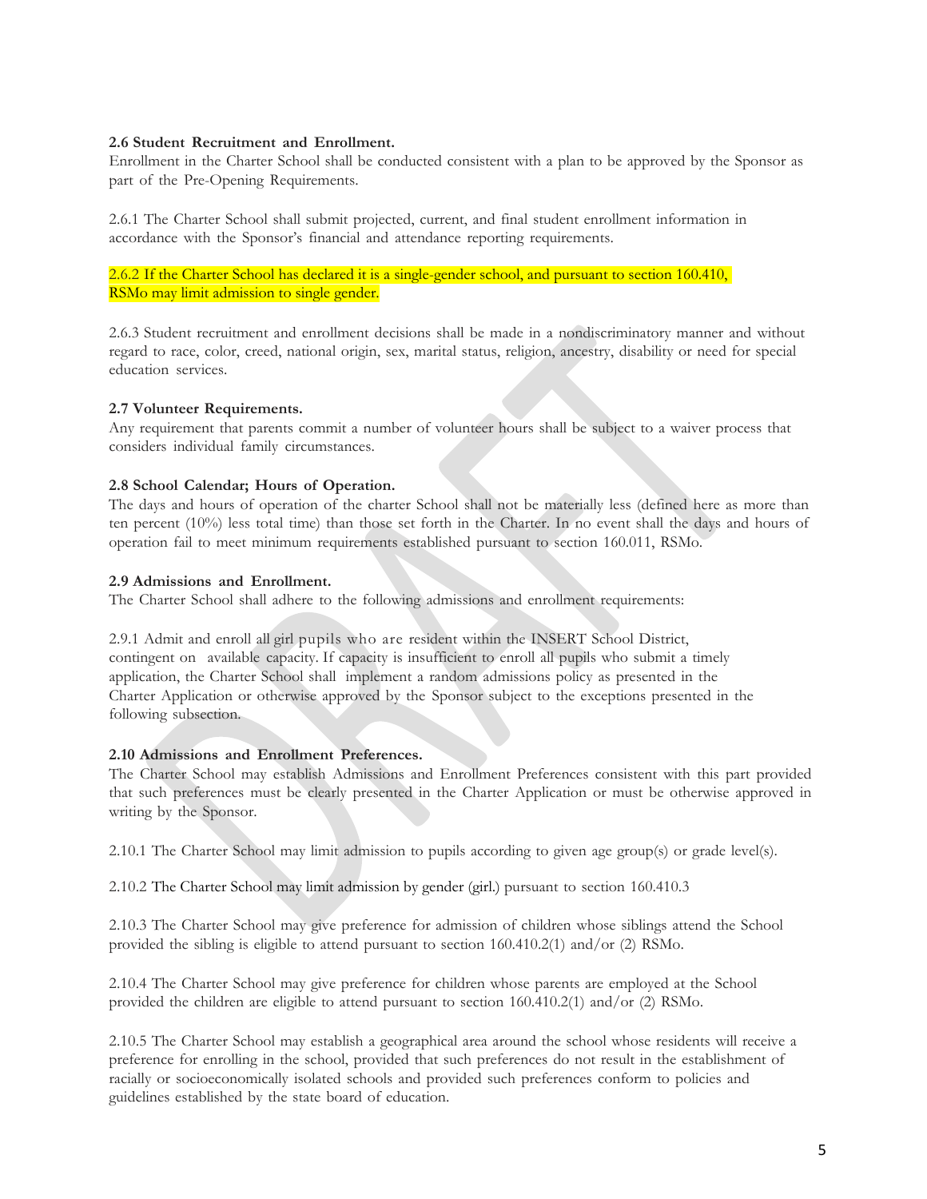**2.6 Student Recruitment and Enrollment.**
Enrollment in the Charter School shall be conducted consistent with a plan to be approved by the Sponsor as part of the Pre-Opening Requirements.

2.6.1 The Charter School shall submit projected, current, and final student enrollment information in accordance with the Sponsor's financial and attendance reporting requirements.

2.6.2 If the Charter School has declared it is a single-gender school, and pursuant to section 160.410, RSMo may limit admission to single gender.

2.6.3 Student recruitment and enrollment decisions shall be made in a nondiscriminatory manner and without regard to race, color, creed, national origin, sex, marital status, religion, ancestry, disability or need for special education services.

**2.7 Volunteer Requirements.**
Any requirement that parents commit a number of volunteer hours shall be subject to a waiver process that considers individual family circumstances.

**2.8 School Calendar; Hours of Operation.**
The days and hours of operation of the charter School shall not be materially less (defined here as more than ten percent (10%) less total time) than those set forth in the Charter. In no event shall the days and hours of operation fail to meet minimum requirements established pursuant to section 160.011, RSMo.

**2.9 Admissions and Enrollment.**
The Charter School shall adhere to the following admissions and enrollment requirements:

2.9.1 Admit and enroll all girl pupils who are resident within the INSERT School District, contingent on available capacity. If capacity is insufficient to enroll all pupils who submit a timely application, the Charter School shall implement a random admissions policy as presented in the Charter Application or otherwise approved by the Sponsor subject to the exceptions presented in the following subsection.

**2.10 Admissions and Enrollment Preferences.**
The Charter School may establish Admissions and Enrollment Preferences consistent with this part provided that such preferences must be clearly presented in the Charter Application or must be otherwise approved in writing by the Sponsor.

2.10.1 The Charter School may limit admission to pupils according to given age group(s) or grade level(s).

2.10.2 The Charter School may limit admission by gender (girl.) pursuant to section 160.410.3

2.10.3 The Charter School may give preference for admission of children whose siblings attend the School provided the sibling is eligible to attend pursuant to section 160.410.2(1) and/or (2) RSMo.

2.10.4 The Charter School may give preference for children whose parents are employed at the School provided the children are eligible to attend pursuant to section 160.410.2(1) and/or (2) RSMo.

2.10.5 The Charter School may establish a geographical area around the school whose residents will receive a preference for enrolling in the school, provided that such preferences do not result in the establishment of racially or socioeconomically isolated schools and provided such preferences conform to policies and guidelines established by the state board of education.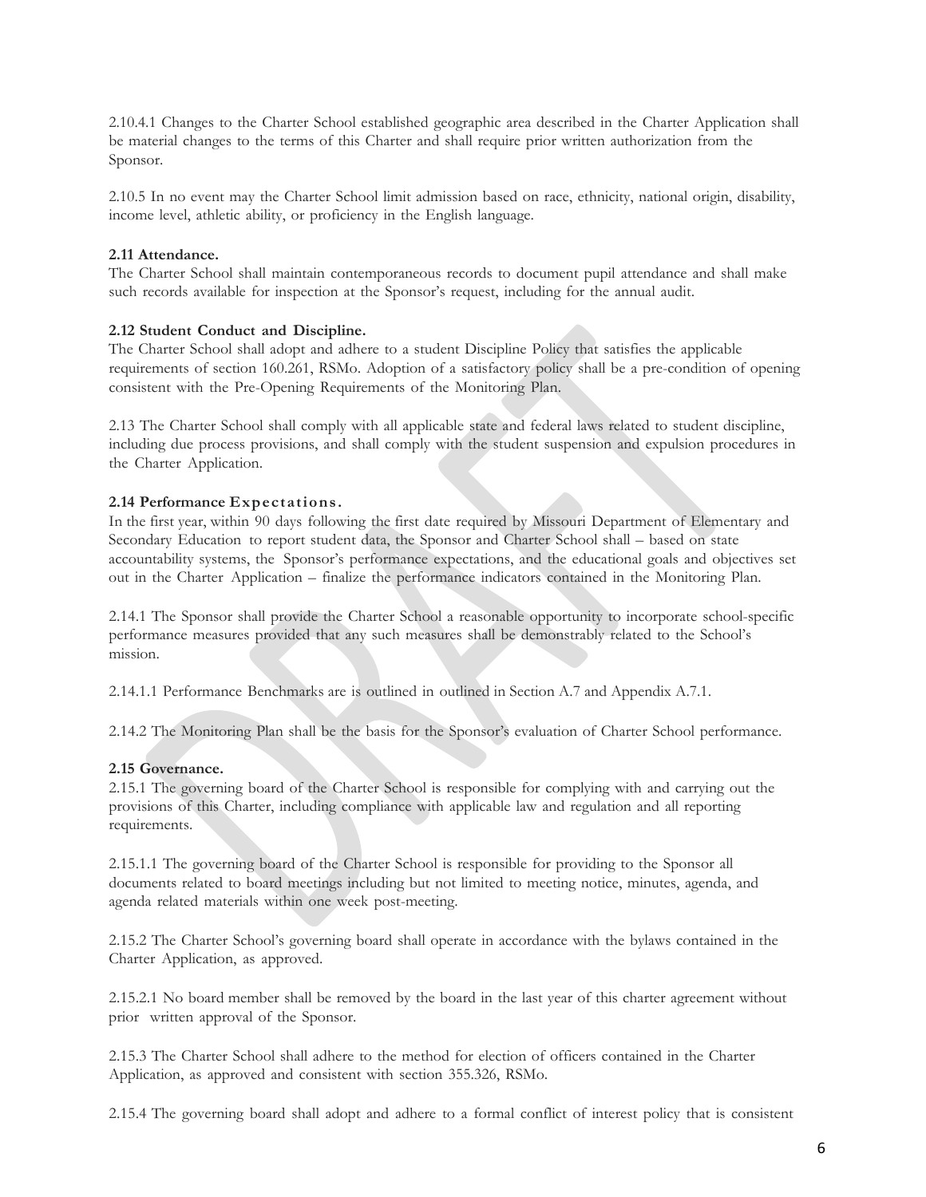2.10.4.1 Changes to the Charter School established geographic area described in the Charter Application shall be material changes to the terms of this Charter and shall require prior written authorization from the Sponsor.

2.10.5 In no event may the Charter School limit admission based on race, ethnicity, national origin, disability, income level, athletic ability, or proficiency in the English language.

**2.11 Attendance.**
The Charter School shall maintain contemporaneous records to document pupil attendance and shall make such records available for inspection at the Sponsor's request, including for the annual audit.

**2.12 Student Conduct and Discipline.**
The Charter School shall adopt and adhere to a student Discipline Policy that satisfies the applicable requirements of section 160.261, RSMo. Adoption of a satisfactory policy shall be a pre-condition of opening consistent with the Pre-Opening Requirements of the Monitoring Plan.

2.13 The Charter School shall comply with all applicable state and federal laws related to student discipline, including due process provisions, and shall comply with the student suspension and expulsion procedures in the Charter Application.

**2.14 Performance Expectations.**
In the first year, within 90 days following the first date required by Missouri Department of Elementary and Secondary Education to report student data, the Sponsor and Charter School shall – based on state accountability systems, the Sponsor's performance expectations, and the educational goals and objectives set out in the Charter Application – finalize the performance indicators contained in the Monitoring Plan.

2.14.1 The Sponsor shall provide the Charter School a reasonable opportunity to incorporate school-specific performance measures provided that any such measures shall be demonstrably related to the School's mission.

2.14.1.1 Performance Benchmarks are is outlined in outlined in Section A.7 and Appendix A.7.1.

2.14.2 The Monitoring Plan shall be the basis for the Sponsor's evaluation of Charter School performance.

**2.15 Governance.**
2.15.1 The governing board of the Charter School is responsible for complying with and carrying out the provisions of this Charter, including compliance with applicable law and regulation and all reporting requirements.

2.15.1.1 The governing board of the Charter School is responsible for providing to the Sponsor all documents related to board meetings including but not limited to meeting notice, minutes, agenda, and agenda related materials within one week post-meeting.

2.15.2 The Charter School's governing board shall operate in accordance with the bylaws contained in the Charter Application, as approved.

2.15.2.1 No board member shall be removed by the board in the last year of this charter agreement without prior written approval of the Sponsor.

2.15.3 The Charter School shall adhere to the method for election of officers contained in the Charter Application, as approved and consistent with section 355.326, RSMo.

2.15.4 The governing board shall adopt and adhere to a formal conflict of interest policy that is consistent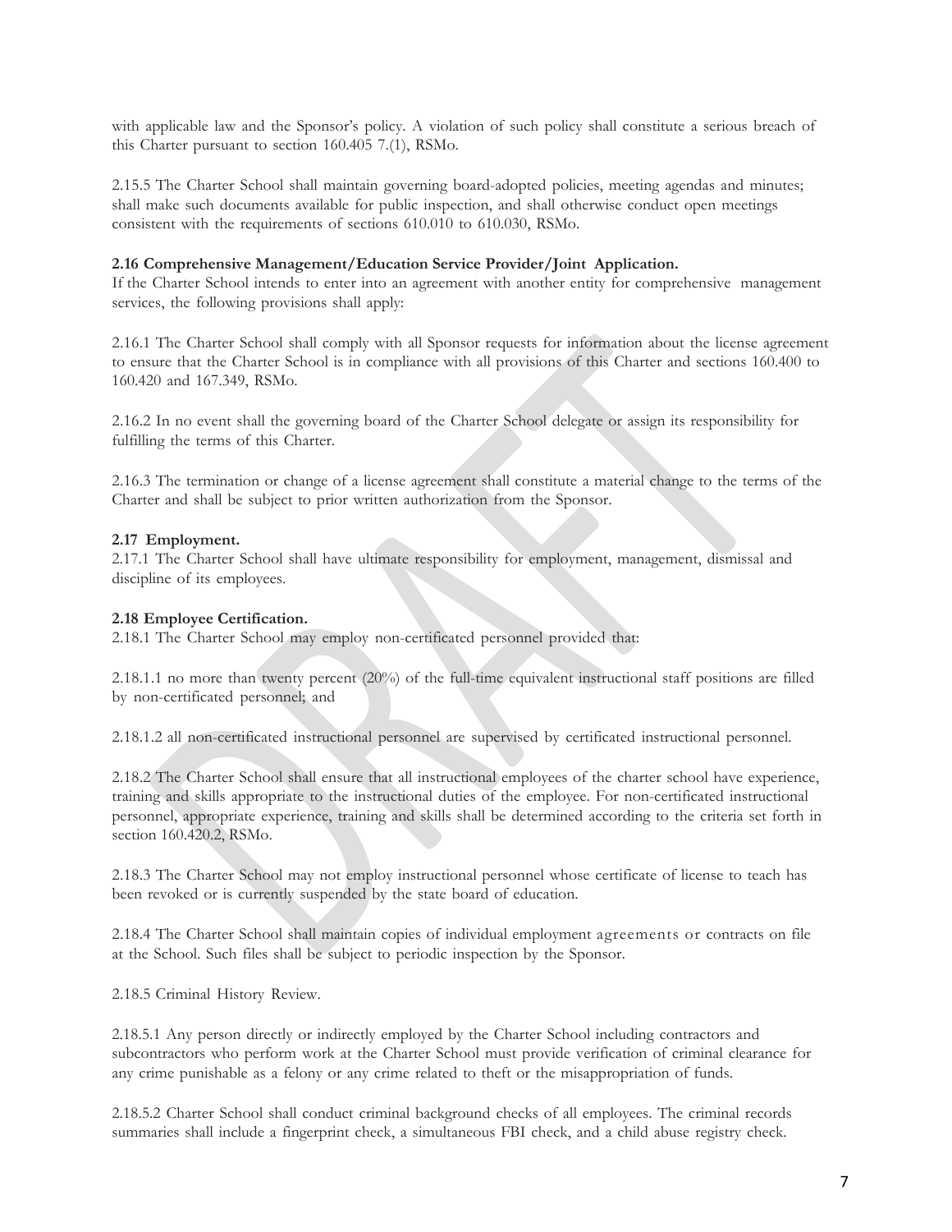with applicable law and the Sponsor's policy. A violation of such policy shall constitute a serious breach of this Charter pursuant to section 160.405 7.(1), RSMo.

2.15.5 The Charter School shall maintain governing board-adopted policies, meeting agendas and minutes; shall make such documents available for public inspection, and shall otherwise conduct open meetings consistent with the requirements of sections 610.010 to 610.030, RSMo.

**2.16 Comprehensive Management/Education Service Provider/Joint Application.**

If the Charter School intends to enter into an agreement with another entity for comprehensive management services, the following provisions shall apply:

2.16.1 The Charter School shall comply with all Sponsor requests for information about the license agreement to ensure that the Charter School is in compliance with all provisions of this Charter and sections 160.400 to 160.420 and 167.349, RSMo.

2.16.2 In no event shall the governing board of the Charter School delegate or assign its responsibility for fulfilling the terms of this Charter.

2.16.3 The termination or change of a license agreement shall constitute a material change to the terms of the Charter and shall be subject to prior written authorization from the Sponsor.

**2.17 Employment.**

2.17.1 The Charter School shall have ultimate responsibility for employment, management, dismissal and discipline of its employees.

**2.18 Employee Certification.**

2.18.1 The Charter School may employ non-certificated personnel provided that:

2.18.1.1 no more than twenty percent (20%) of the full-time equivalent instructional staff positions are filled by non-certificated personnel; and

2.18.1.2 all non-certificated instructional personnel are supervised by certificated instructional personnel.

2.18.2 The Charter School shall ensure that all instructional employees of the charter school have experience, training and skills appropriate to the instructional duties of the employee. For non-certificated instructional personnel, appropriate experience, training and skills shall be determined according to the criteria set forth in section 160.420.2, RSMo.

2.18.3 The Charter School may not employ instructional personnel whose certificate of license to teach has been revoked or is currently suspended by the state board of education.

2.18.4 The Charter School shall maintain copies of individual employment agreements or contracts on file at the School. Such files shall be subject to periodic inspection by the Sponsor.

2.18.5 Criminal History Review.

2.18.5.1 Any person directly or indirectly employed by the Charter School including contractors and subcontractors who perform work at the Charter School must provide verification of criminal clearance for any crime punishable as a felony or any crime related to theft or the misappropriation of funds.

2.18.5.2 Charter School shall conduct criminal background checks of all employees. The criminal records summaries shall include a fingerprint check, a simultaneous FBI check, and a child abuse registry check.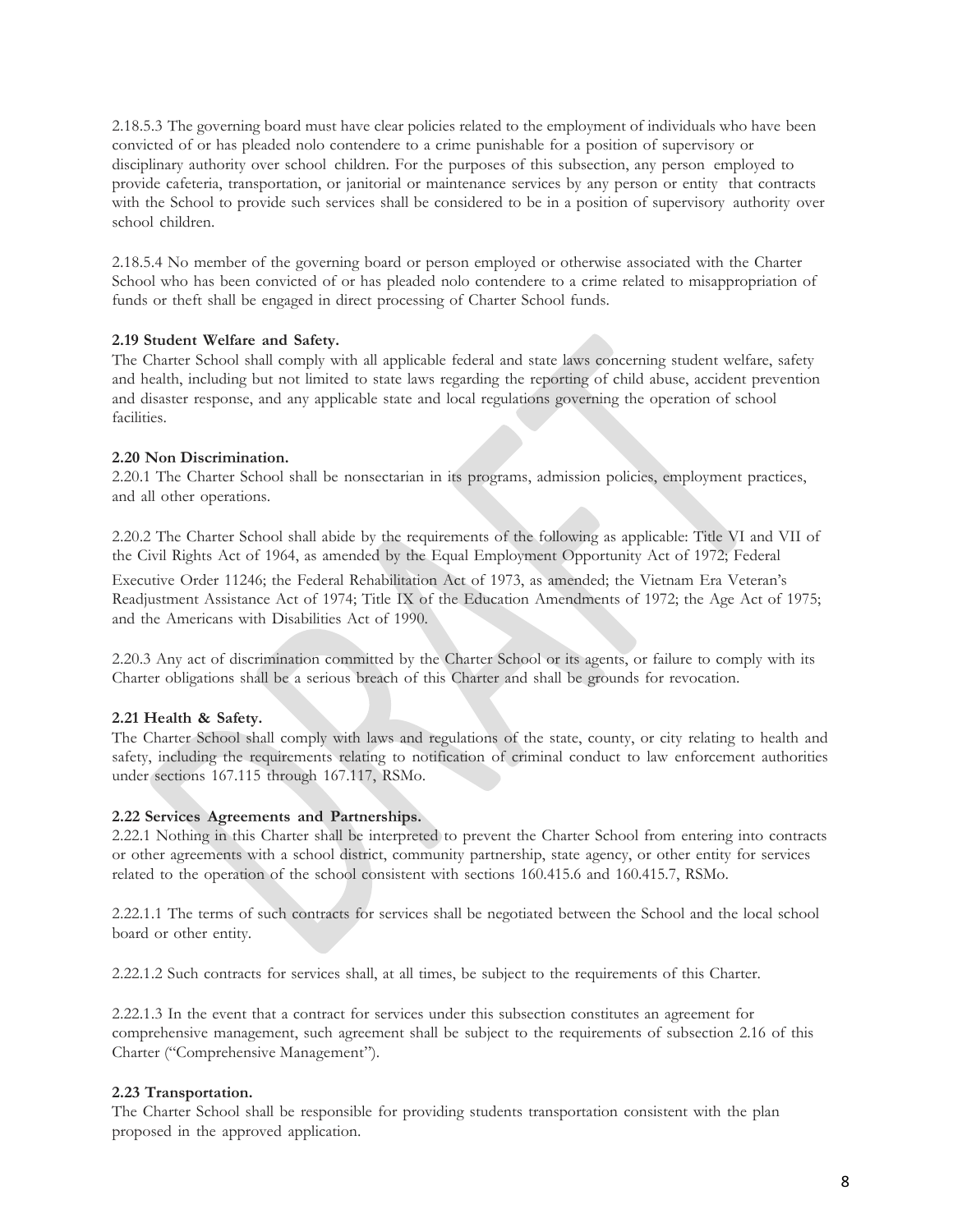2.18.5.3 The governing board must have clear policies related to the employment of individuals who have been convicted of or has pleaded nolo contendere to a crime punishable for a position of supervisory or disciplinary authority over school children. For the purposes of this subsection, any person employed to provide cafeteria, transportation, or janitorial or maintenance services by any person or entity that contracts with the School to provide such services shall be considered to be in a position of supervisory authority over school children.

2.18.5.4 No member of the governing board or person employed or otherwise associated with the Charter School who has been convicted of or has pleaded nolo contendere to a crime related to misappropriation of funds or theft shall be engaged in direct processing of Charter School funds.

**2.19 Student Welfare and Safety.**

The Charter School shall comply with all applicable federal and state laws concerning student welfare, safety and health, including but not limited to state laws regarding the reporting of child abuse, accident prevention and disaster response, and any applicable state and local regulations governing the operation of school facilities.

**2.20 Non Discrimination.**

2.20.1 The Charter School shall be nonsectarian in its programs, admission policies, employment practices, and all other operations.

2.20.2 The Charter School shall abide by the requirements of the following as applicable: Title VI and VII of the Civil Rights Act of 1964, as amended by the Equal Employment Opportunity Act of 1972; Federal Executive Order 11246; the Federal Rehabilitation Act of 1973, as amended; the Vietnam Era Veteran's Readjustment Assistance Act of 1974; Title IX of the Education Amendments of 1972; the Age Act of 1975; and the Americans with Disabilities Act of 1990.

2.20.3 Any act of discrimination committed by the Charter School or its agents, or failure to comply with its Charter obligations shall be a serious breach of this Charter and shall be grounds for revocation.

**2.21 Health & Safety.**

The Charter School shall comply with laws and regulations of the state, county, or city relating to health and safety, including the requirements relating to notification of criminal conduct to law enforcement authorities under sections 167.115 through 167.117, RSMo.

**2.22 Services Agreements and Partnerships.**

2.22.1 Nothing in this Charter shall be interpreted to prevent the Charter School from entering into contracts or other agreements with a school district, community partnership, state agency, or other entity for services related to the operation of the school consistent with sections 160.415.6 and 160.415.7, RSMo.

2.22.1.1 The terms of such contracts for services shall be negotiated between the School and the local school board or other entity.

2.22.1.2 Such contracts for services shall, at all times, be subject to the requirements of this Charter.

2.22.1.3 In the event that a contract for services under this subsection constitutes an agreement for comprehensive management, such agreement shall be subject to the requirements of subsection 2.16 of this Charter ("Comprehensive Management").

**2.23 Transportation.**

The Charter School shall be responsible for providing students transportation consistent with the plan proposed in the approved application.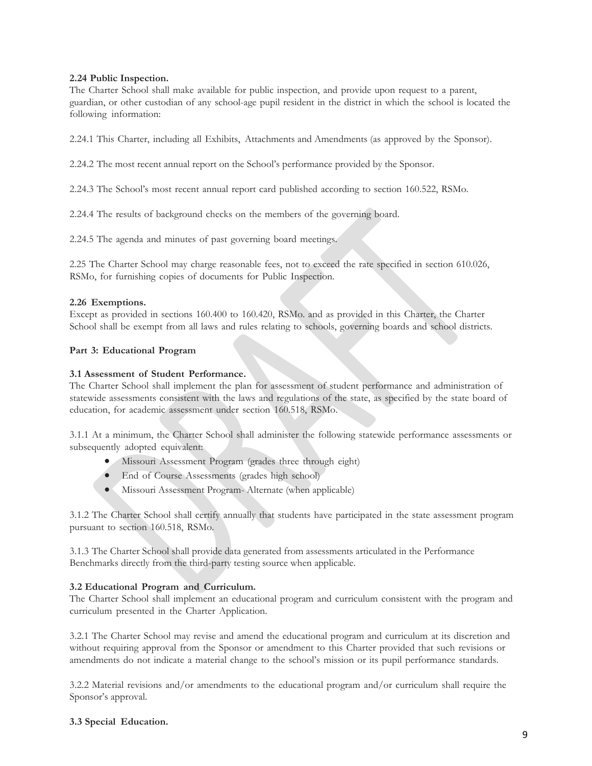**2.24 Public Inspection.**
The Charter School shall make available for public inspection, and provide upon request to a parent, guardian, or other custodian of any school-age pupil resident in the district in which the school is located the following information:

2.24.1 This Charter, including all Exhibits, Attachments and Amendments (as approved by the Sponsor).

2.24.2 The most recent annual report on the School's performance provided by the Sponsor.

2.24.3 The School's most recent annual report card published according to section 160.522, RSMo.

2.24.4 The results of background checks on the members of the governing board.

2.24.5 The agenda and minutes of past governing board meetings.

2.25 The Charter School may charge reasonable fees, not to exceed the rate specified in section 610.026, RSMo, for furnishing copies of documents for Public Inspection.

**2.26 Exemptions.**
Except as provided in sections 160.400 to 160.420, RSMo. and as provided in this Charter, the Charter School shall be exempt from all laws and rules relating to schools, governing boards and school districts.

**Part 3: Educational Program**

**3.1 Assessment of Student Performance.**
The Charter School shall implement the plan for assessment of student performance and administration of statewide assessments consistent with the laws and regulations of the state, as specified by the state board of education, for academic assessment under section 160.518, RSMo.

3.1.1 At a minimum, the Charter School shall administer the following statewide performance assessments or subsequently adopted equivalent:

- Missouri Assessment Program (grades three through eight)
- End of Course Assessments (grades high school)
- Missouri Assessment Program- Alternate (when applicable)

3.1.2 The Charter School shall certify annually that students have participated in the state assessment program pursuant to section 160.518, RSMo.

3.1.3 The Charter School shall provide data generated from assessments articulated in the Performance Benchmarks directly from the third-party testing source when applicable.

**3.2 Educational Program and Curriculum.**
The Charter School shall implement an educational program and curriculum consistent with the program and curriculum presented in the Charter Application.

3.2.1 The Charter School may revise and amend the educational program and curriculum at its discretion and without requiring approval from the Sponsor or amendment to this Charter provided that such revisions or amendments do not indicate a material change to the school's mission or its pupil performance standards.

3.2.2 Material revisions and/or amendments to the educational program and/or curriculum shall require the Sponsor's approval.

**3.3 Special Education.**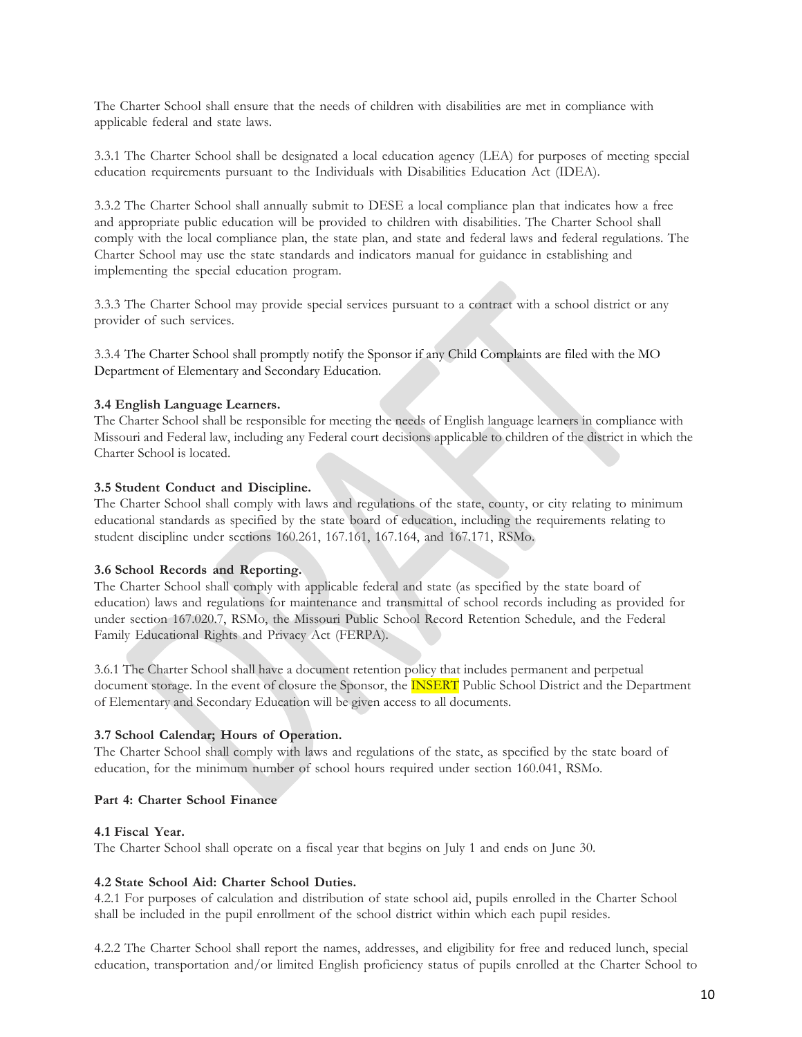The Charter School shall ensure that the needs of children with disabilities are met in compliance with applicable federal and state laws.

3.3.1 The Charter School shall be designated a local education agency (LEA) for purposes of meeting special education requirements pursuant to the Individuals with Disabilities Education Act (IDEA).

3.3.2 The Charter School shall annually submit to DESE a local compliance plan that indicates how a free and appropriate public education will be provided to children with disabilities. The Charter School shall comply with the local compliance plan, the state plan, and state and federal laws and federal regulations. The Charter School may use the state standards and indicators manual for guidance in establishing and implementing the special education program.

3.3.3 The Charter School may provide special services pursuant to a contract with a school district or any provider of such services.

3.3.4 The Charter School shall promptly notify the Sponsor if any Child Complaints are filed with the MO Department of Elementary and Secondary Education.

**3.4 English Language Learners.**
The Charter School shall be responsible for meeting the needs of English language learners in compliance with Missouri and Federal law, including any Federal court decisions applicable to children of the district in which the Charter School is located.

**3.5 Student Conduct and Discipline.**
The Charter School shall comply with laws and regulations of the state, county, or city relating to minimum educational standards as specified by the state board of education, including the requirements relating to student discipline under sections 160.261, 167.161, 167.164, and 167.171, RSMo.

**3.6 School Records and Reporting.**
The Charter School shall comply with applicable federal and state (as specified by the state board of education) laws and regulations for maintenance and transmittal of school records including as provided for under section 167.020.7, RSMo, the Missouri Public School Record Retention Schedule, and the Federal Family Educational Rights and Privacy Act (FERPA).

3.6.1 The Charter School shall have a document retention policy that includes permanent and perpetual document storage. In the event of closure the Sponsor, the INSERT Public School District and the Department of Elementary and Secondary Education will be given access to all documents.

**3.7 School Calendar; Hours of Operation.**
The Charter School shall comply with laws and regulations of the state, as specified by the state board of education, for the minimum number of school hours required under section 160.041, RSMo.

**Part 4: Charter School Finance**

**4.1 Fiscal Year.**
The Charter School shall operate on a fiscal year that begins on July 1 and ends on June 30.

**4.2 State School Aid: Charter School Duties.**
4.2.1 For purposes of calculation and distribution of state school aid, pupils enrolled in the Charter School shall be included in the pupil enrollment of the school district within which each pupil resides.

4.2.2 The Charter School shall report the names, addresses, and eligibility for free and reduced lunch, special education, transportation and/or limited English proficiency status of pupils enrolled at the Charter School to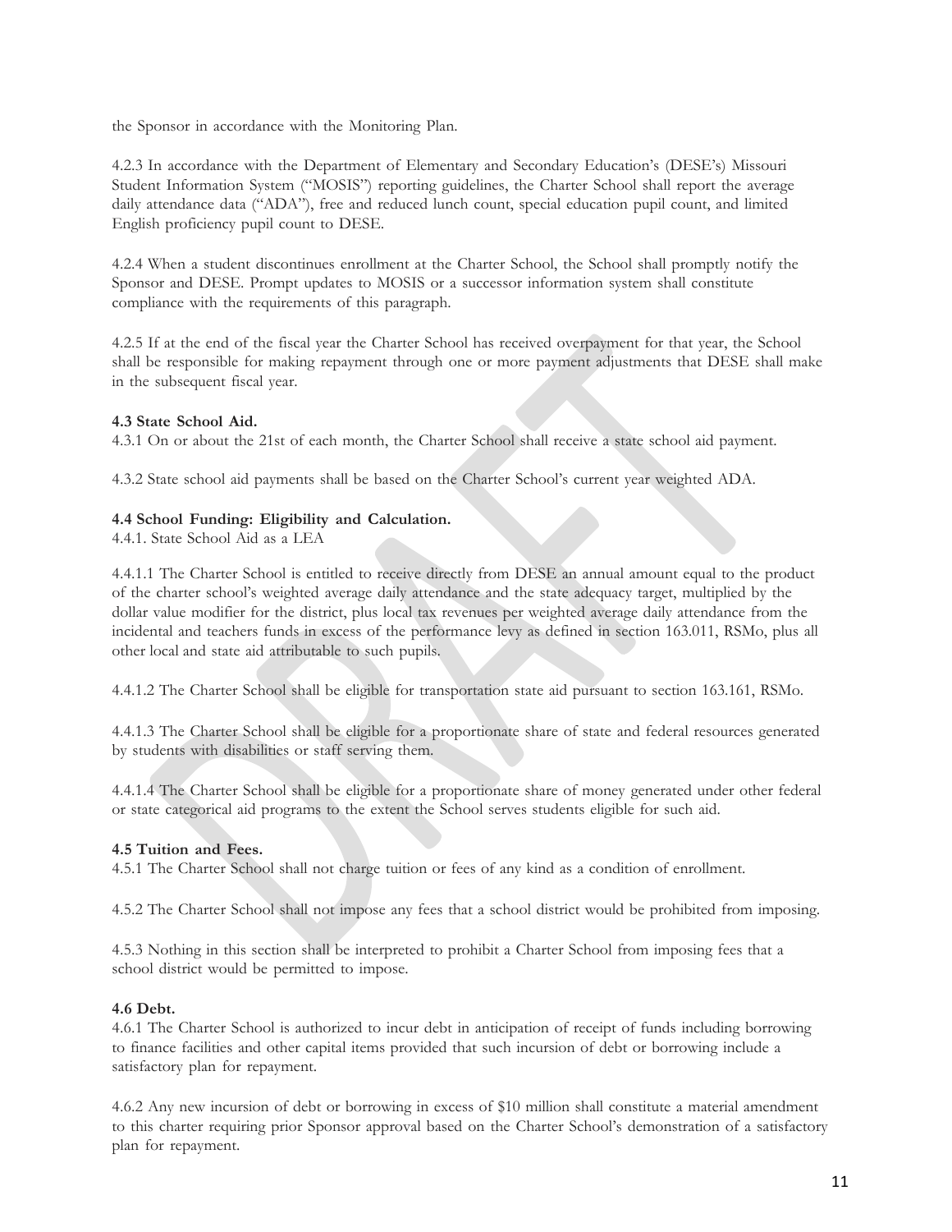the Sponsor in accordance with the Monitoring Plan.

4.2.3 In accordance with the Department of Elementary and Secondary Education's (DESE's) Missouri Student Information System ("MOSIS") reporting guidelines, the Charter School shall report the average daily attendance data ("ADA"), free and reduced lunch count, special education pupil count, and limited English proficiency pupil count to DESE.

4.2.4 When a student discontinues enrollment at the Charter School, the School shall promptly notify the Sponsor and DESE. Prompt updates to MOSIS or a successor information system shall constitute compliance with the requirements of this paragraph.

4.2.5 If at the end of the fiscal year the Charter School has received overpayment for that year, the School shall be responsible for making repayment through one or more payment adjustments that DESE shall make in the subsequent fiscal year.

**4.3 State School Aid.**
4.3.1 On or about the 21st of each month, the Charter School shall receive a state school aid payment.

4.3.2 State school aid payments shall be based on the Charter School's current year weighted ADA.

**4.4 School Funding: Eligibility and Calculation.**
4.4.1. State School Aid as a LEA

4.4.1.1 The Charter School is entitled to receive directly from DESE an annual amount equal to the product of the charter school's weighted average daily attendance and the state adequacy target, multiplied by the dollar value modifier for the district, plus local tax revenues per weighted average daily attendance from the incidental and teachers funds in excess of the performance levy as defined in section 163.011, RSMo, plus all other local and state aid attributable to such pupils.

4.4.1.2 The Charter School shall be eligible for transportation state aid pursuant to section 163.161, RSMo.

4.4.1.3 The Charter School shall be eligible for a proportionate share of state and federal resources generated by students with disabilities or staff serving them.

4.4.1.4 The Charter School shall be eligible for a proportionate share of money generated under other federal or state categorical aid programs to the extent the School serves students eligible for such aid.

**4.5 Tuition and Fees.**
4.5.1 The Charter School shall not charge tuition or fees of any kind as a condition of enrollment.

4.5.2 The Charter School shall not impose any fees that a school district would be prohibited from imposing.

4.5.3 Nothing in this section shall be interpreted to prohibit a Charter School from imposing fees that a school district would be permitted to impose.

**4.6 Debt.**
4.6.1 The Charter School is authorized to incur debt in anticipation of receipt of funds including borrowing to finance facilities and other capital items provided that such incursion of debt or borrowing include a satisfactory plan for repayment.

4.6.2 Any new incursion of debt or borrowing in excess of $10 million shall constitute a material amendment to this charter requiring prior Sponsor approval based on the Charter School's demonstration of a satisfactory plan for repayment.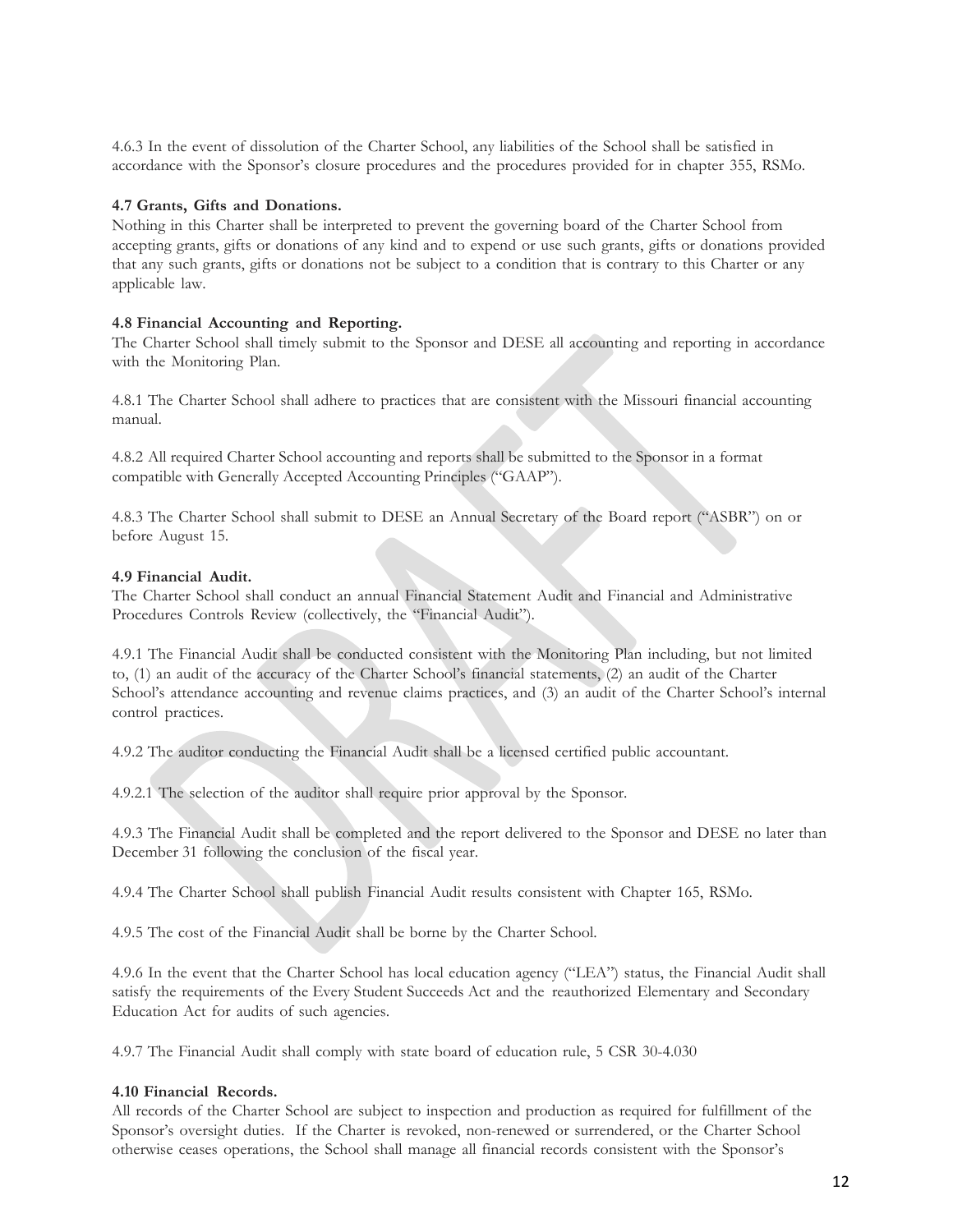4.6.3 In the event of dissolution of the Charter School, any liabilities of the School shall be satisfied in accordance with the Sponsor's closure procedures and the procedures provided for in chapter 355, RSMo.

**4.7 Grants, Gifts and Donations.**

Nothing in this Charter shall be interpreted to prevent the governing board of the Charter School from accepting grants, gifts or donations of any kind and to expend or use such grants, gifts or donations provided that any such grants, gifts or donations not be subject to a condition that is contrary to this Charter or any applicable law.

**4.8 Financial Accounting and Reporting.**

The Charter School shall timely submit to the Sponsor and DESE all accounting and reporting in accordance with the Monitoring Plan.

4.8.1 The Charter School shall adhere to practices that are consistent with the Missouri financial accounting manual.

4.8.2 All required Charter School accounting and reports shall be submitted to the Sponsor in a format compatible with Generally Accepted Accounting Principles ("GAAP").

4.8.3 The Charter School shall submit to DESE an Annual Secretary of the Board report ("ASBR") on or before August 15.

**4.9 Financial Audit.**

The Charter School shall conduct an annual Financial Statement Audit and Financial and Administrative Procedures Controls Review (collectively, the "Financial Audit").

4.9.1 The Financial Audit shall be conducted consistent with the Monitoring Plan including, but not limited to, (1) an audit of the accuracy of the Charter School's financial statements, (2) an audit of the Charter School's attendance accounting and revenue claims practices, and (3) an audit of the Charter School's internal control practices.

4.9.2 The auditor conducting the Financial Audit shall be a licensed certified public accountant.

4.9.2.1 The selection of the auditor shall require prior approval by the Sponsor.

4.9.3 The Financial Audit shall be completed and the report delivered to the Sponsor and DESE no later than December 31 following the conclusion of the fiscal year.

4.9.4 The Charter School shall publish Financial Audit results consistent with Chapter 165, RSMo.

4.9.5 The cost of the Financial Audit shall be borne by the Charter School.

4.9.6 In the event that the Charter School has local education agency ("LEA") status, the Financial Audit shall satisfy the requirements of the Every Student Succeeds Act and the reauthorized Elementary and Secondary Education Act for audits of such agencies.

4.9.7 The Financial Audit shall comply with state board of education rule, 5 CSR 30-4.030

**4.10 Financial Records.**

All records of the Charter School are subject to inspection and production as required for fulfillment of the Sponsor's oversight duties. If the Charter is revoked, non-renewed or surrendered, or the Charter School otherwise ceases operations, the School shall manage all financial records consistent with the Sponsor's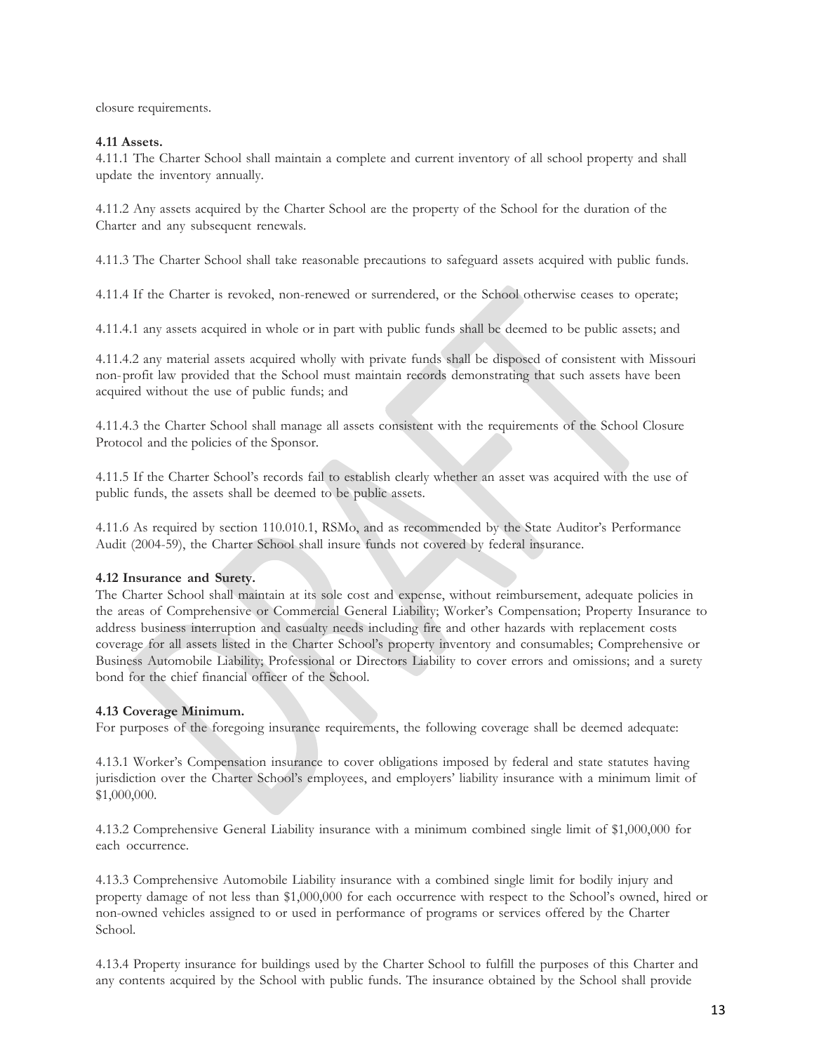closure requirements.

**4.11 Assets.**

4.11.1 The Charter School shall maintain a complete and current inventory of all school property and shall update the inventory annually.

4.11.2 Any assets acquired by the Charter School are the property of the School for the duration of the Charter and any subsequent renewals.

4.11.3 The Charter School shall take reasonable precautions to safeguard assets acquired with public funds.

4.11.4 If the Charter is revoked, non-renewed or surrendered, or the School otherwise ceases to operate;

4.11.4.1 any assets acquired in whole or in part with public funds shall be deemed to be public assets; and

4.11.4.2 any material assets acquired wholly with private funds shall be disposed of consistent with Missouri non-profit law provided that the School must maintain records demonstrating that such assets have been acquired without the use of public funds; and

4.11.4.3 the Charter School shall manage all assets consistent with the requirements of the School Closure Protocol and the policies of the Sponsor.

4.11.5 If the Charter School's records fail to establish clearly whether an asset was acquired with the use of public funds, the assets shall be deemed to be public assets.

4.11.6 As required by section 110.010.1, RSMo, and as recommended by the State Auditor's Performance Audit (2004-59), the Charter School shall insure funds not covered by federal insurance.

**4.12 Insurance and Surety.**

The Charter School shall maintain at its sole cost and expense, without reimbursement, adequate policies in the areas of Comprehensive or Commercial General Liability; Worker's Compensation; Property Insurance to address business interruption and casualty needs including fire and other hazards with replacement costs coverage for all assets listed in the Charter School's property inventory and consumables; Comprehensive or Business Automobile Liability; Professional or Directors Liability to cover errors and omissions; and a surety bond for the chief financial officer of the School.

**4.13 Coverage Minimum.**

For purposes of the foregoing insurance requirements, the following coverage shall be deemed adequate:

4.13.1 Worker's Compensation insurance to cover obligations imposed by federal and state statutes having jurisdiction over the Charter School's employees, and employers' liability insurance with a minimum limit of $1,000,000.

4.13.2 Comprehensive General Liability insurance with a minimum combined single limit of $1,000,000 for each occurrence.

4.13.3 Comprehensive Automobile Liability insurance with a combined single limit for bodily injury and property damage of not less than $1,000,000 for each occurrence with respect to the School's owned, hired or non-owned vehicles assigned to or used in performance of programs or services offered by the Charter School.

4.13.4 Property insurance for buildings used by the Charter School to fulfill the purposes of this Charter and any contents acquired by the School with public funds. The insurance obtained by the School shall provide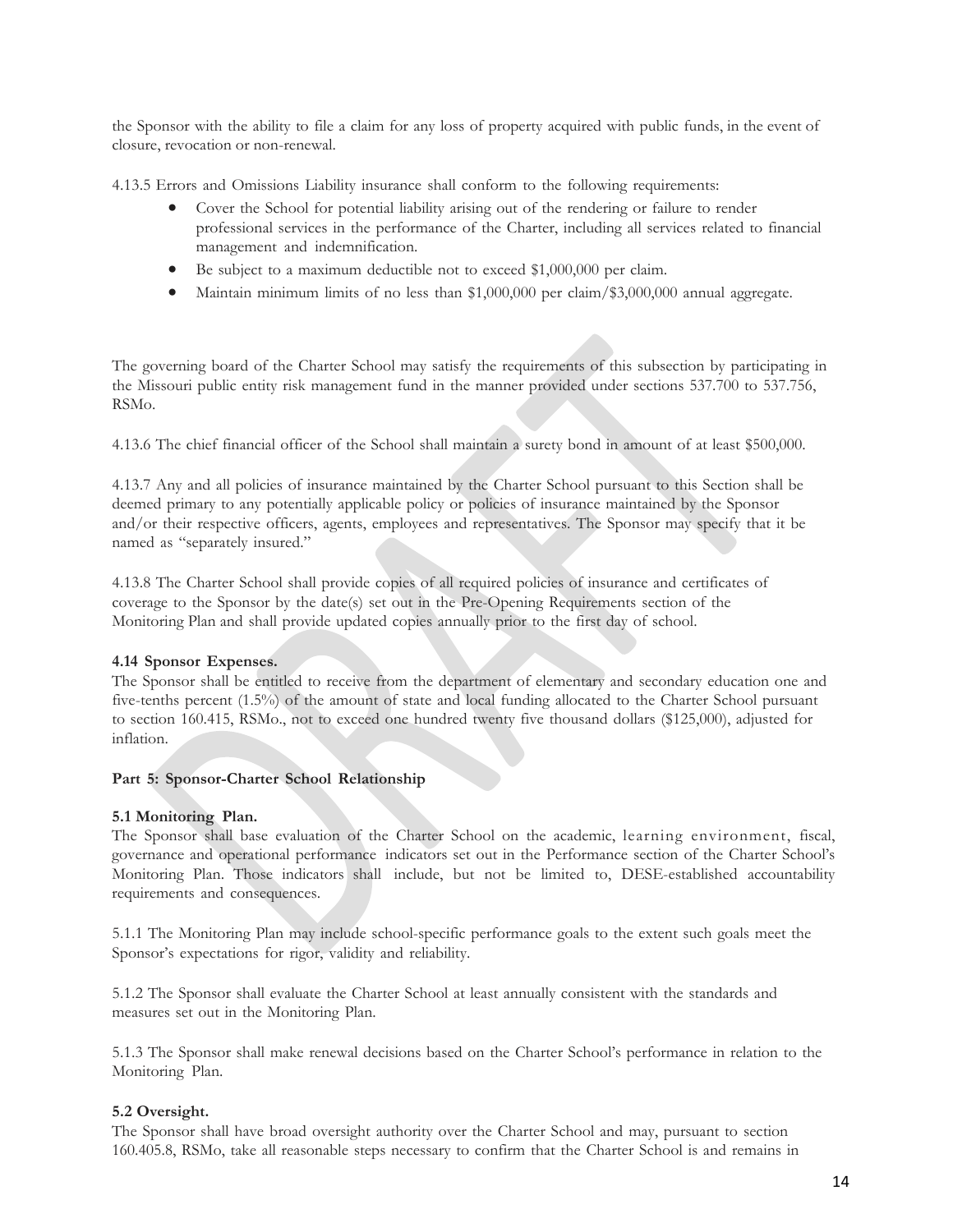the Sponsor with the ability to file a claim for any loss of property acquired with public funds, in the event of closure, revocation or non-renewal.

4.13.5 Errors and Omissions Liability insurance shall conform to the following requirements:

- Cover the School for potential liability arising out of the rendering or failure to render professional services in the performance of the Charter, including all services related to financial management and indemnification.
- Be subject to a maximum deductible not to exceed $1,000,000 per claim.
- Maintain minimum limits of no less than $1,000,000 per claim/$3,000,000 annual aggregate.

The governing board of the Charter School may satisfy the requirements of this subsection by participating in the Missouri public entity risk management fund in the manner provided under sections 537.700 to 537.756, RSMo.

4.13.6 The chief financial officer of the School shall maintain a surety bond in amount of at least $500,000.

4.13.7 Any and all policies of insurance maintained by the Charter School pursuant to this Section shall be deemed primary to any potentially applicable policy or policies of insurance maintained by the Sponsor and/or their respective officers, agents, employees and representatives. The Sponsor may specify that it be named as "separately insured."

4.13.8 The Charter School shall provide copies of all required policies of insurance and certificates of coverage to the Sponsor by the date(s) set out in the Pre-Opening Requirements section of the Monitoring Plan and shall provide updated copies annually prior to the first day of school.

**4.14 Sponsor Expenses.**

The Sponsor shall be entitled to receive from the department of elementary and secondary education one and five-tenths percent (1.5%) of the amount of state and local funding allocated to the Charter School pursuant to section 160.415, RSMo., not to exceed one hundred twenty five thousand dollars ($125,000), adjusted for inflation.

**Part 5: Sponsor-Charter School Relationship**

**5.1 Monitoring Plan.**

The Sponsor shall base evaluation of the Charter School on the academic, learning environment, fiscal, governance and operational performance indicators set out in the Performance section of the Charter School's Monitoring Plan. Those indicators shall include, but not be limited to, DESE-established accountability requirements and consequences.

5.1.1 The Monitoring Plan may include school-specific performance goals to the extent such goals meet the Sponsor's expectations for rigor, validity and reliability.

5.1.2 The Sponsor shall evaluate the Charter School at least annually consistent with the standards and measures set out in the Monitoring Plan.

5.1.3 The Sponsor shall make renewal decisions based on the Charter School's performance in relation to the Monitoring Plan.

**5.2 Oversight.**

The Sponsor shall have broad oversight authority over the Charter School and may, pursuant to section 160.405.8, RSMo, take all reasonable steps necessary to confirm that the Charter School is and remains in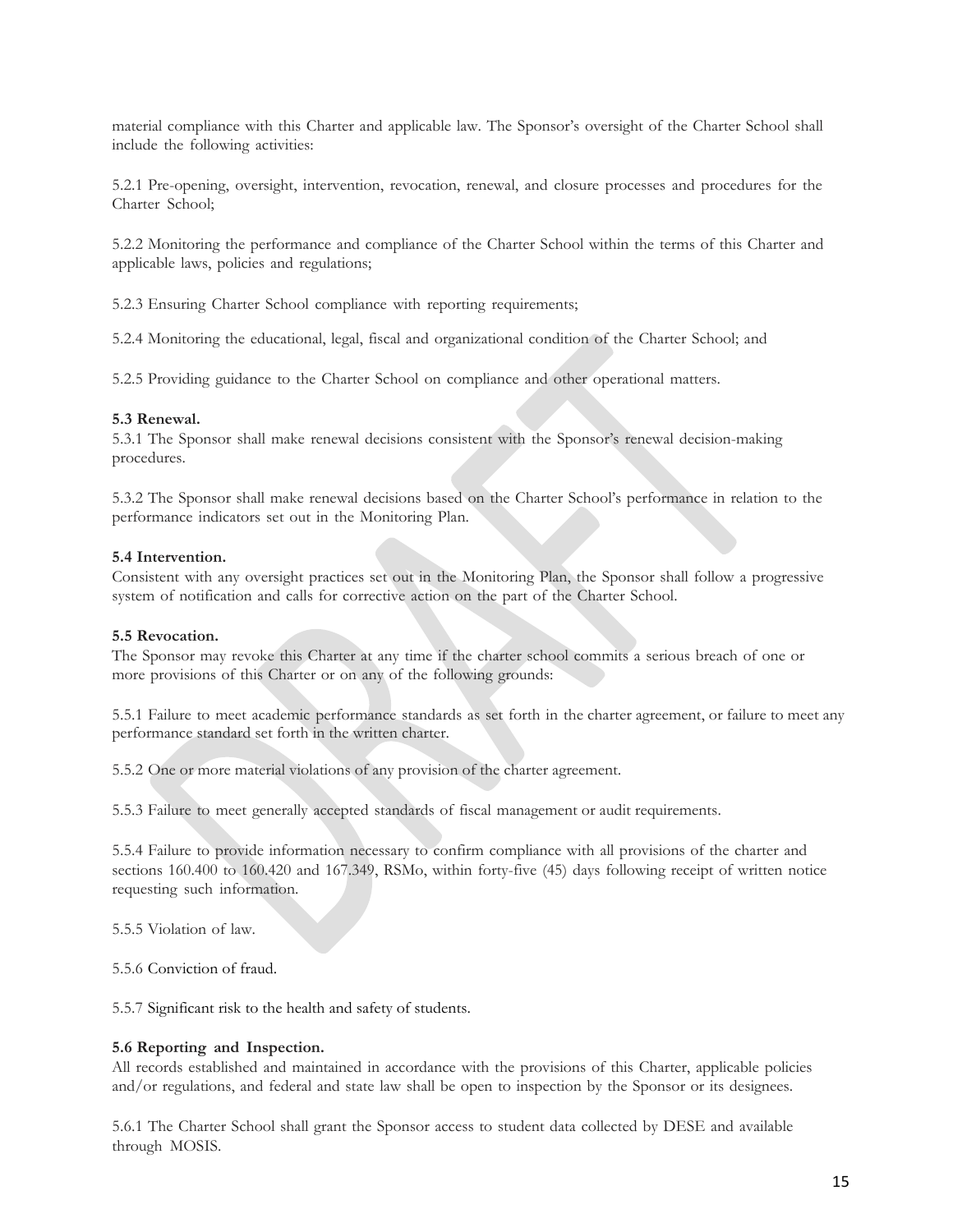material compliance with this Charter and applicable law. The Sponsor's oversight of the Charter School shall include the following activities:

5.2.1 Pre-opening, oversight, intervention, revocation, renewal, and closure processes and procedures for the Charter School;

5.2.2 Monitoring the performance and compliance of the Charter School within the terms of this Charter and applicable laws, policies and regulations;

5.2.3 Ensuring Charter School compliance with reporting requirements;

5.2.4 Monitoring the educational, legal, fiscal and organizational condition of the Charter School; and

5.2.5 Providing guidance to the Charter School on compliance and other operational matters.

**5.3 Renewal.**
5.3.1 The Sponsor shall make renewal decisions consistent with the Sponsor's renewal decision-making procedures.

5.3.2 The Sponsor shall make renewal decisions based on the Charter School's performance in relation to the performance indicators set out in the Monitoring Plan.

**5.4 Intervention.**
Consistent with any oversight practices set out in the Monitoring Plan, the Sponsor shall follow a progressive system of notification and calls for corrective action on the part of the Charter School.

**5.5 Revocation.**
The Sponsor may revoke this Charter at any time if the charter school commits a serious breach of one or more provisions of this Charter or on any of the following grounds:

5.5.1 Failure to meet academic performance standards as set forth in the charter agreement, or failure to meet any performance standard set forth in the written charter.

5.5.2 One or more material violations of any provision of the charter agreement.

5.5.3 Failure to meet generally accepted standards of fiscal management or audit requirements.

5.5.4 Failure to provide information necessary to confirm compliance with all provisions of the charter and sections 160.400 to 160.420 and 167.349, RSMo, within forty-five (45) days following receipt of written notice requesting such information.

5.5.5 Violation of law.

5.5.6 Conviction of fraud.

5.5.7 Significant risk to the health and safety of students.

**5.6 Reporting and Inspection.**
All records established and maintained in accordance with the provisions of this Charter, applicable policies and/or regulations, and federal and state law shall be open to inspection by the Sponsor or its designees.

5.6.1 The Charter School shall grant the Sponsor access to student data collected by DESE and available through MOSIS.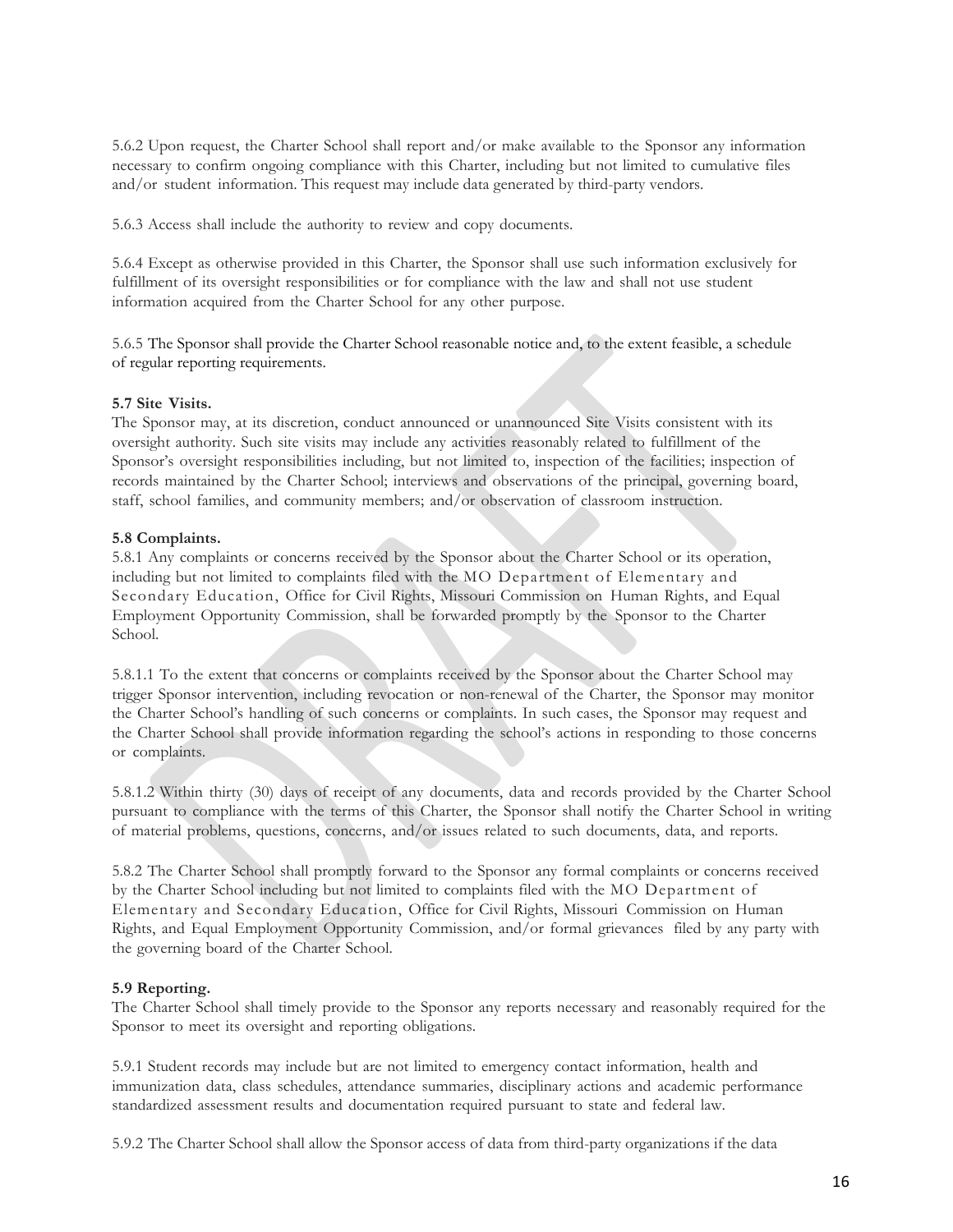5.6.2 Upon request, the Charter School shall report and/or make available to the Sponsor any information necessary to confirm ongoing compliance with this Charter, including but not limited to cumulative files and/or student information. This request may include data generated by third-party vendors.

5.6.3 Access shall include the authority to review and copy documents.

5.6.4 Except as otherwise provided in this Charter, the Sponsor shall use such information exclusively for fulfillment of its oversight responsibilities or for compliance with the law and shall not use student information acquired from the Charter School for any other purpose.

5.6.5 The Sponsor shall provide the Charter School reasonable notice and, to the extent feasible, a schedule of regular reporting requirements.

**5.7 Site Visits.**
The Sponsor may, at its discretion, conduct announced or unannounced Site Visits consistent with its oversight authority. Such site visits may include any activities reasonably related to fulfillment of the Sponsor's oversight responsibilities including, but not limited to, inspection of the facilities; inspection of records maintained by the Charter School; interviews and observations of the principal, governing board, staff, school families, and community members; and/or observation of classroom instruction.

**5.8 Complaints.**
5.8.1 Any complaints or concerns received by the Sponsor about the Charter School or its operation, including but not limited to complaints filed with the MO Department of Elementary and Secondary Education, Office for Civil Rights, Missouri Commission on Human Rights, and Equal Employment Opportunity Commission, shall be forwarded promptly by the Sponsor to the Charter School.

5.8.1.1 To the extent that concerns or complaints received by the Sponsor about the Charter School may trigger Sponsor intervention, including revocation or non-renewal of the Charter, the Sponsor may monitor the Charter School's handling of such concerns or complaints. In such cases, the Sponsor may request and the Charter School shall provide information regarding the school's actions in responding to those concerns or complaints.

5.8.1.2 Within thirty (30) days of receipt of any documents, data and records provided by the Charter School pursuant to compliance with the terms of this Charter, the Sponsor shall notify the Charter School in writing of material problems, questions, concerns, and/or issues related to such documents, data, and reports.

5.8.2 The Charter School shall promptly forward to the Sponsor any formal complaints or concerns received by the Charter School including but not limited to complaints filed with the MO Department of Elementary and Secondary Education, Office for Civil Rights, Missouri Commission on Human Rights, and Equal Employment Opportunity Commission, and/or formal grievances filed by any party with the governing board of the Charter School.

**5.9 Reporting.**
The Charter School shall timely provide to the Sponsor any reports necessary and reasonably required for the Sponsor to meet its oversight and reporting obligations.

5.9.1 Student records may include but are not limited to emergency contact information, health and immunization data, class schedules, attendance summaries, disciplinary actions and academic performance standardized assessment results and documentation required pursuant to state and federal law.

5.9.2 The Charter School shall allow the Sponsor access of data from third-party organizations if the data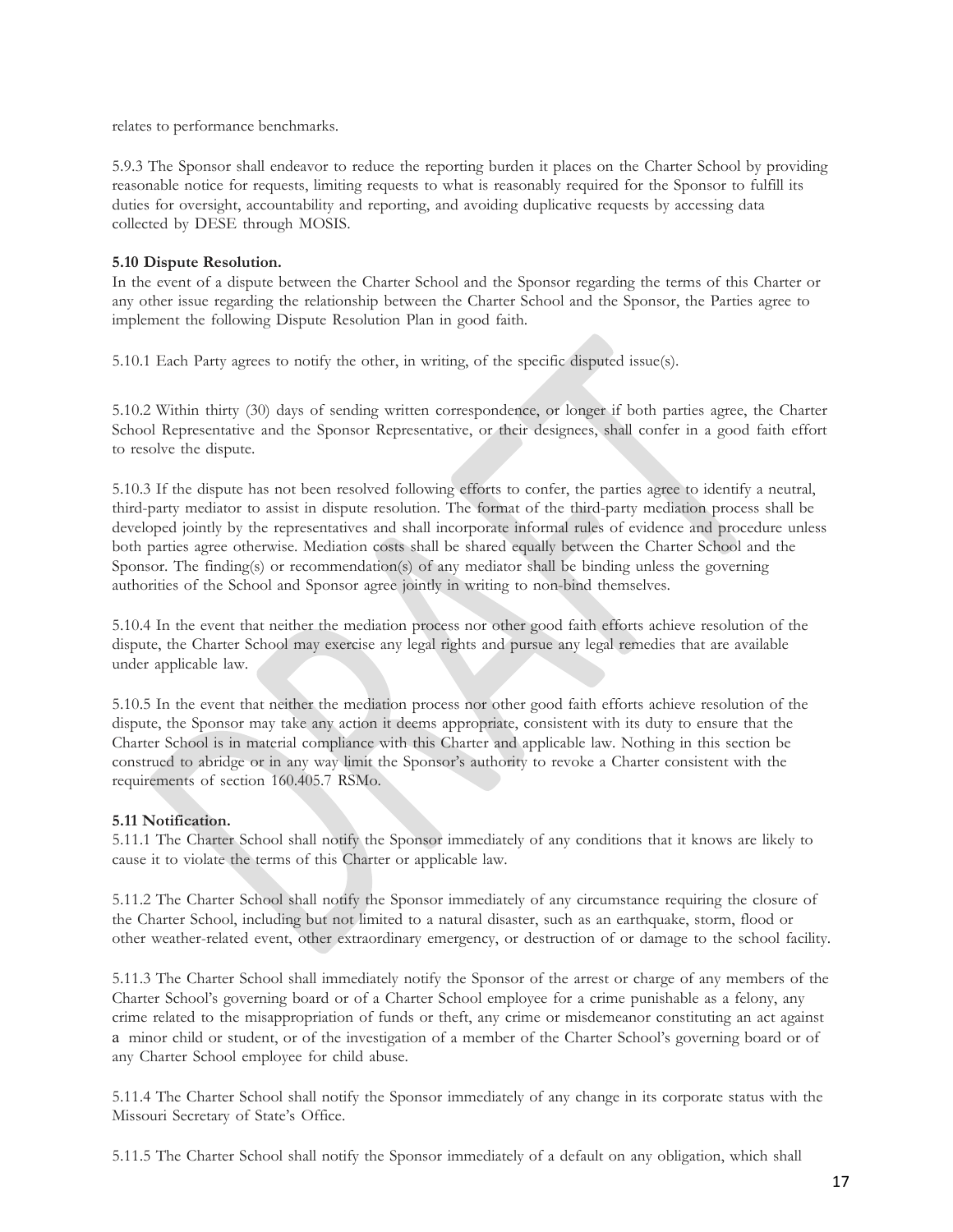relates to performance benchmarks.

5.9.3 The Sponsor shall endeavor to reduce the reporting burden it places on the Charter School by providing reasonable notice for requests, limiting requests to what is reasonably required for the Sponsor to fulfill its duties for oversight, accountability and reporting, and avoiding duplicative requests by accessing data collected by DESE through MOSIS.

**5.10 Dispute Resolution.**

In the event of a dispute between the Charter School and the Sponsor regarding the terms of this Charter or any other issue regarding the relationship between the Charter School and the Sponsor, the Parties agree to implement the following Dispute Resolution Plan in good faith.

5.10.1 Each Party agrees to notify the other, in writing, of the specific disputed issue(s).

5.10.2 Within thirty (30) days of sending written correspondence, or longer if both parties agree, the Charter School Representative and the Sponsor Representative, or their designees, shall confer in a good faith effort to resolve the dispute.

5.10.3 If the dispute has not been resolved following efforts to confer, the parties agree to identify a neutral, third-party mediator to assist in dispute resolution. The format of the third-party mediation process shall be developed jointly by the representatives and shall incorporate informal rules of evidence and procedure unless both parties agree otherwise. Mediation costs shall be shared equally between the Charter School and the Sponsor. The finding(s) or recommendation(s) of any mediator shall be binding unless the governing authorities of the School and Sponsor agree jointly in writing to non-bind themselves.

5.10.4 In the event that neither the mediation process nor other good faith efforts achieve resolution of the dispute, the Charter School may exercise any legal rights and pursue any legal remedies that are available under applicable law.

5.10.5 In the event that neither the mediation process nor other good faith efforts achieve resolution of the dispute, the Sponsor may take any action it deems appropriate, consistent with its duty to ensure that the Charter School is in material compliance with this Charter and applicable law. Nothing in this section be construed to abridge or in any way limit the Sponsor's authority to revoke a Charter consistent with the requirements of section 160.405.7 RSMo.

**5.11 Notification.**

5.11.1 The Charter School shall notify the Sponsor immediately of any conditions that it knows are likely to cause it to violate the terms of this Charter or applicable law.

5.11.2 The Charter School shall notify the Sponsor immediately of any circumstance requiring the closure of the Charter School, including but not limited to a natural disaster, such as an earthquake, storm, flood or other weather-related event, other extraordinary emergency, or destruction of or damage to the school facility.

5.11.3 The Charter School shall immediately notify the Sponsor of the arrest or charge of any members of the Charter School's governing board or of a Charter School employee for a crime punishable as a felony, any crime related to the misappropriation of funds or theft, any crime or misdemeanor constituting an act against a minor child or student, or of the investigation of a member of the Charter School's governing board or of any Charter School employee for child abuse.

5.11.4 The Charter School shall notify the Sponsor immediately of any change in its corporate status with the Missouri Secretary of State's Office.

5.11.5 The Charter School shall notify the Sponsor immediately of a default on any obligation, which shall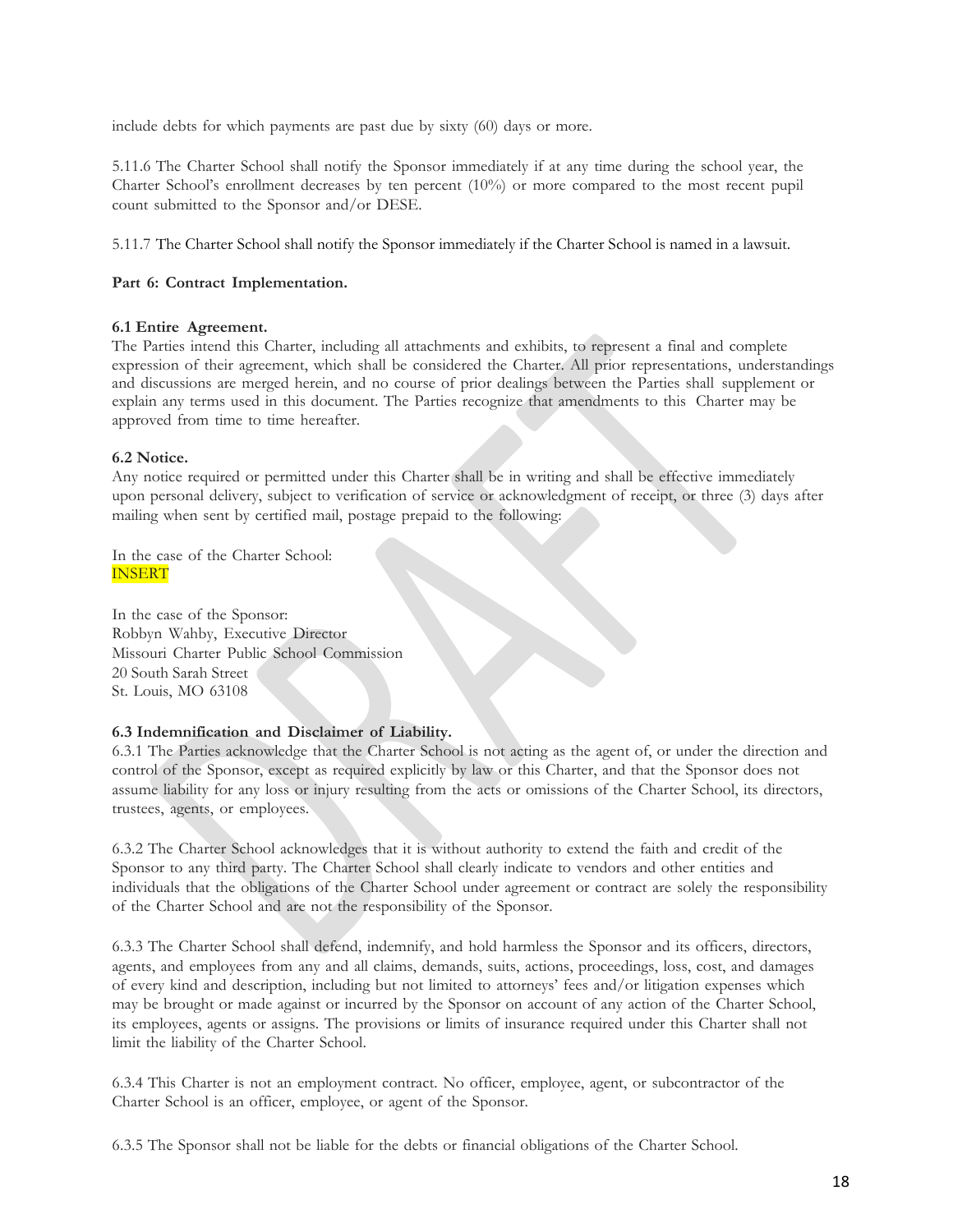include debts for which payments are past due by sixty (60) days or more.

5.11.6 The Charter School shall notify the Sponsor immediately if at any time during the school year, the Charter School's enrollment decreases by ten percent (10%) or more compared to the most recent pupil count submitted to the Sponsor and/or DESE.

5.11.7 The Charter School shall notify the Sponsor immediately if the Charter School is named in a lawsuit.

**Part 6: Contract Implementation.**

**6.1 Entire Agreement.**
The Parties intend this Charter, including all attachments and exhibits, to represent a final and complete expression of their agreement, which shall be considered the Charter. All prior representations, understandings and discussions are merged herein, and no course of prior dealings between the Parties shall supplement or explain any terms used in this document. The Parties recognize that amendments to this Charter may be approved from time to time hereafter.

**6.2 Notice.**
Any notice required or permitted under this Charter shall be in writing and shall be effective immediately upon personal delivery, subject to verification of service or acknowledgment of receipt, or three (3) days after mailing when sent by certified mail, postage prepaid to the following:

In the case of the Charter School:
INSERT

In the case of the Sponsor:
Robbyn Wahby, Executive Director
Missouri Charter Public School Commission
20 South Sarah Street
St. Louis, MO 63108

**6.3 Indemnification and Disclaimer of Liability.**
6.3.1 The Parties acknowledge that the Charter School is not acting as the agent of, or under the direction and control of the Sponsor, except as required explicitly by law or this Charter, and that the Sponsor does not assume liability for any loss or injury resulting from the acts or omissions of the Charter School, its directors, trustees, agents, or employees.

6.3.2 The Charter School acknowledges that it is without authority to extend the faith and credit of the Sponsor to any third party. The Charter School shall clearly indicate to vendors and other entities and individuals that the obligations of the Charter School under agreement or contract are solely the responsibility of the Charter School and are not the responsibility of the Sponsor.

6.3.3 The Charter School shall defend, indemnify, and hold harmless the Sponsor and its officers, directors, agents, and employees from any and all claims, demands, suits, actions, proceedings, loss, cost, and damages of every kind and description, including but not limited to attorneys' fees and/or litigation expenses which may be brought or made against or incurred by the Sponsor on account of any action of the Charter School, its employees, agents or assigns. The provisions or limits of insurance required under this Charter shall not limit the liability of the Charter School.

6.3.4 This Charter is not an employment contract. No officer, employee, agent, or subcontractor of the Charter School is an officer, employee, or agent of the Sponsor.

6.3.5 The Sponsor shall not be liable for the debts or financial obligations of the Charter School.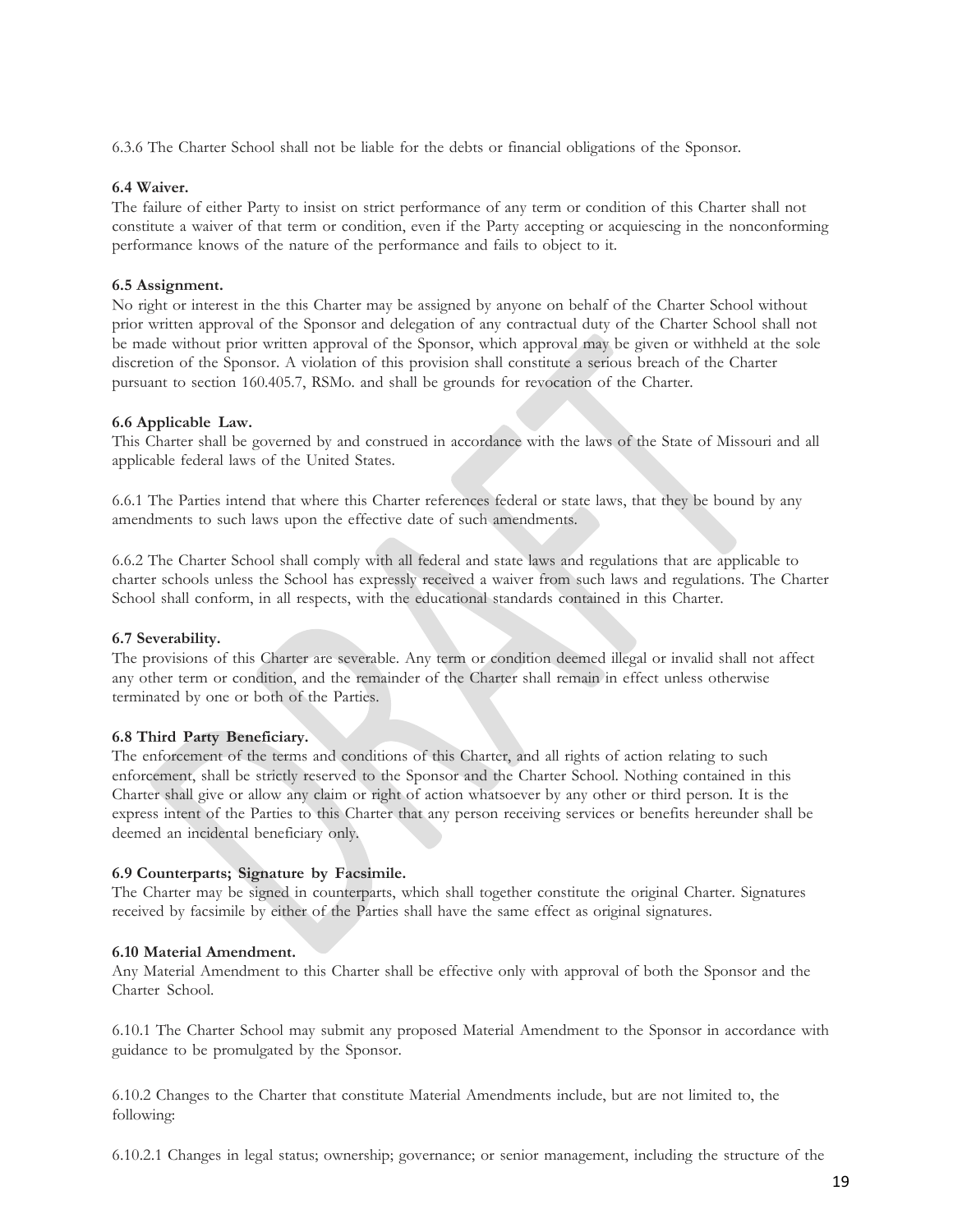6.3.6 The Charter School shall not be liable for the debts or financial obligations of the Sponsor.

**6.4 Waiver.**
The failure of either Party to insist on strict performance of any term or condition of this Charter shall not constitute a waiver of that term or condition, even if the Party accepting or acquiescing in the nonconforming performance knows of the nature of the performance and fails to object to it.

**6.5 Assignment.**
No right or interest in the this Charter may be assigned by anyone on behalf of the Charter School without prior written approval of the Sponsor and delegation of any contractual duty of the Charter School shall not be made without prior written approval of the Sponsor, which approval may be given or withheld at the sole discretion of the Sponsor. A violation of this provision shall constitute a serious breach of the Charter pursuant to section 160.405.7, RSMo. and shall be grounds for revocation of the Charter.

**6.6 Applicable Law.**
This Charter shall be governed by and construed in accordance with the laws of the State of Missouri and all applicable federal laws of the United States.

6.6.1 The Parties intend that where this Charter references federal or state laws, that they be bound by any amendments to such laws upon the effective date of such amendments.

6.6.2 The Charter School shall comply with all federal and state laws and regulations that are applicable to charter schools unless the School has expressly received a waiver from such laws and regulations. The Charter School shall conform, in all respects, with the educational standards contained in this Charter.

**6.7 Severability.**
The provisions of this Charter are severable. Any term or condition deemed illegal or invalid shall not affect any other term or condition, and the remainder of the Charter shall remain in effect unless otherwise terminated by one or both of the Parties.

**6.8 Third Party Beneficiary.**
The enforcement of the terms and conditions of this Charter, and all rights of action relating to such enforcement, shall be strictly reserved to the Sponsor and the Charter School. Nothing contained in this Charter shall give or allow any claim or right of action whatsoever by any other or third person. It is the express intent of the Parties to this Charter that any person receiving services or benefits hereunder shall be deemed an incidental beneficiary only.

**6.9 Counterparts; Signature by Facsimile.**
The Charter may be signed in counterparts, which shall together constitute the original Charter. Signatures received by facsimile by either of the Parties shall have the same effect as original signatures.

**6.10 Material Amendment.**
Any Material Amendment to this Charter shall be effective only with approval of both the Sponsor and the Charter School.

6.10.1 The Charter School may submit any proposed Material Amendment to the Sponsor in accordance with guidance to be promulgated by the Sponsor.

6.10.2 Changes to the Charter that constitute Material Amendments include, but are not limited to, the following:

6.10.2.1 Changes in legal status; ownership; governance; or senior management, including the structure of the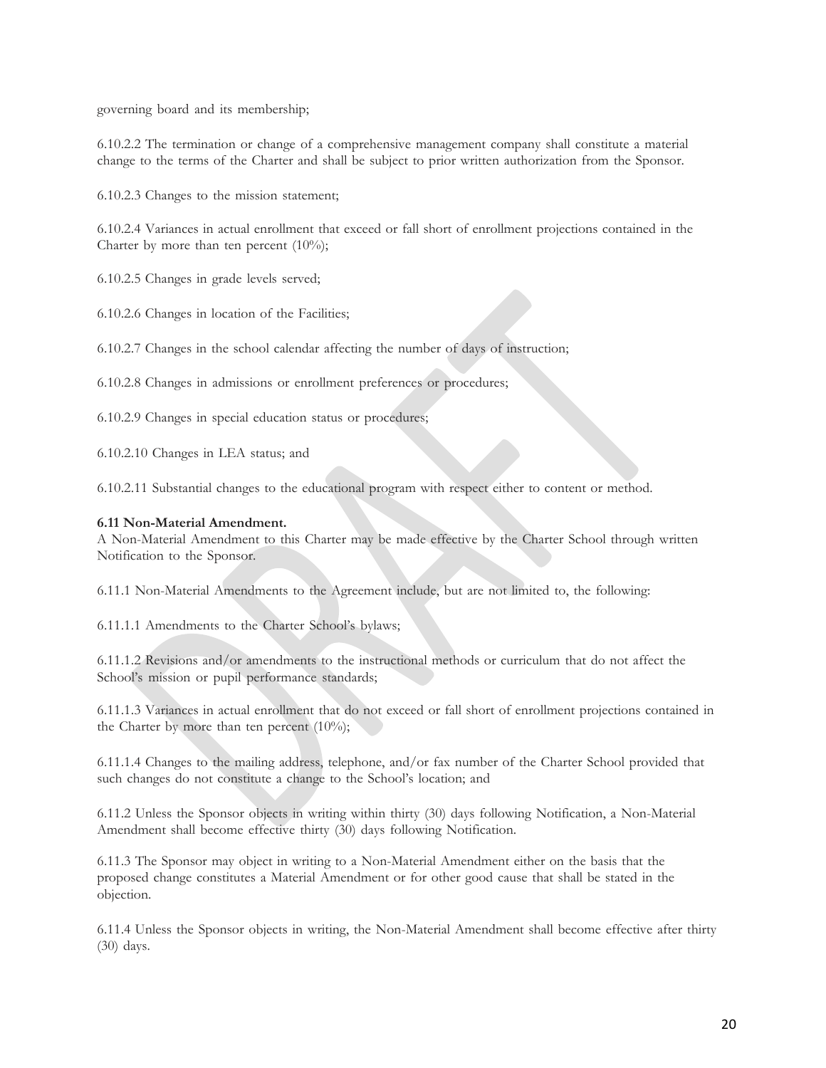governing board and its membership;

6.10.2.2 The termination or change of a comprehensive management company shall constitute a material change to the terms of the Charter and shall be subject to prior written authorization from the Sponsor.

6.10.2.3 Changes to the mission statement;

6.10.2.4 Variances in actual enrollment that exceed or fall short of enrollment projections contained in the Charter by more than ten percent (10%);

6.10.2.5 Changes in grade levels served;

6.10.2.6 Changes in location of the Facilities;

6.10.2.7 Changes in the school calendar affecting the number of days of instruction;

6.10.2.8 Changes in admissions or enrollment preferences or procedures;

6.10.2.9 Changes in special education status or procedures;

6.10.2.10 Changes in LEA status; and

6.10.2.11 Substantial changes to the educational program with respect either to content or method.

**6.11 Non-Material Amendment.**
A Non-Material Amendment to this Charter may be made effective by the Charter School through written Notification to the Sponsor.

6.11.1 Non-Material Amendments to the Agreement include, but are not limited to, the following:

6.11.1.1 Amendments to the Charter School's bylaws;

6.11.1.2 Revisions and/or amendments to the instructional methods or curriculum that do not affect the School's mission or pupil performance standards;

6.11.1.3 Variances in actual enrollment that do not exceed or fall short of enrollment projections contained in the Charter by more than ten percent (10%);

6.11.1.4 Changes to the mailing address, telephone, and/or fax number of the Charter School provided that such changes do not constitute a change to the School's location; and

6.11.2 Unless the Sponsor objects in writing within thirty (30) days following Notification, a Non-Material Amendment shall become effective thirty (30) days following Notification.

6.11.3 The Sponsor may object in writing to a Non-Material Amendment either on the basis that the proposed change constitutes a Material Amendment or for other good cause that shall be stated in the objection.

6.11.4 Unless the Sponsor objects in writing, the Non-Material Amendment shall become effective after thirty (30) days.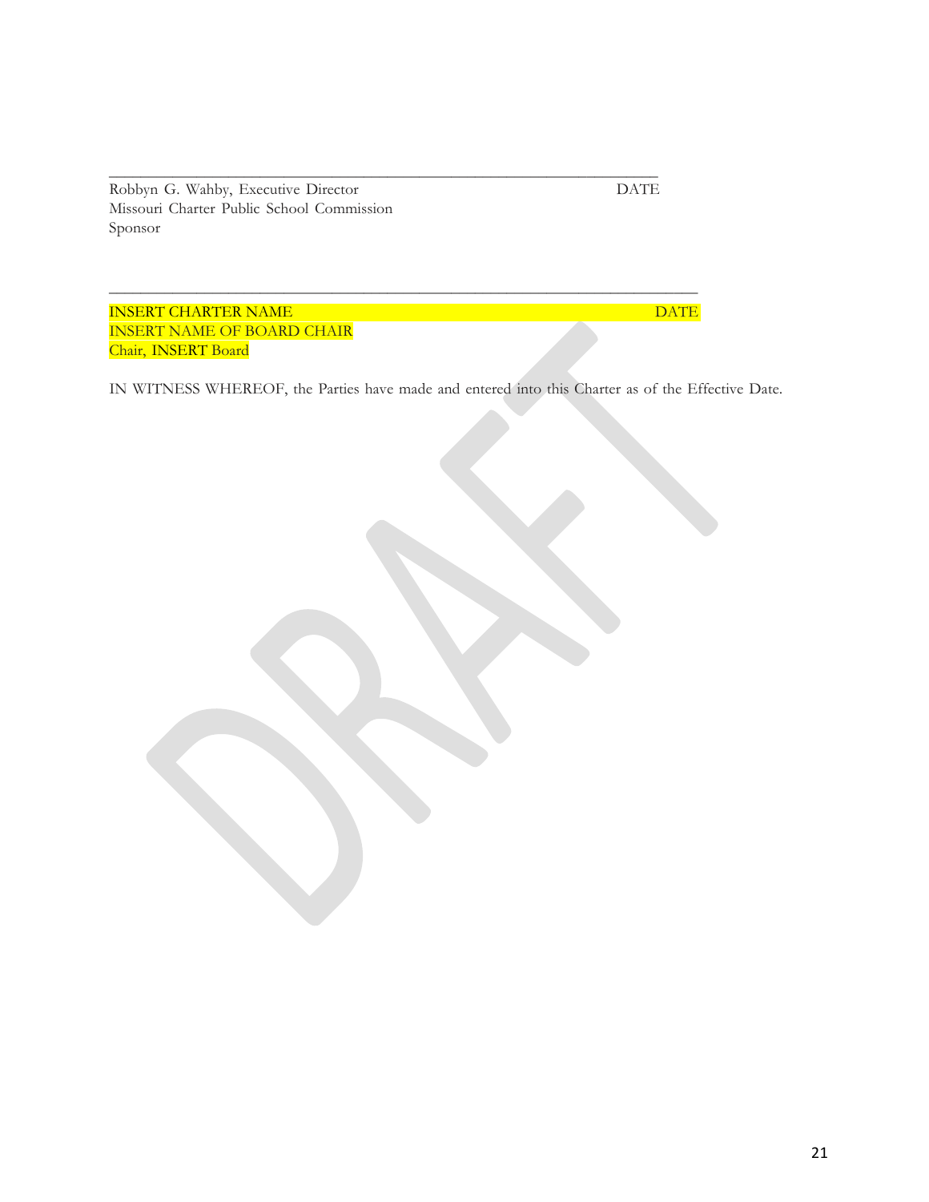\_\_\_\_\_\_\_\_\_\_\_\_\_\_\_\_\_\_\_\_\_\_\_\_\_\_\_\_\_\_\_\_\_\_\_\_\_\_\_\_\_\_\_\_\_\_\_\_\_\_\_\_\_\_\_\_\_\_\_\_\_\_\_\_

Robbyn G. Wahby, Executive Director DATE
Missouri Charter Public School Commission
Sponsor

\_\_\_\_\_\_\_\_\_\_\_\_\_\_\_\_\_\_\_\_\_\_\_\_\_\_\_\_\_\_\_\_\_\_\_\_\_\_\_\_\_\_\_\_\_\_\_\_\_\_\_\_\_\_\_\_\_\_\_\_\_\_\_\_\_\_\_\_\_\_

INSERT CHARTER NAME DATE
INSERT NAME OF BOARD CHAIR
Chair, INSERT Board

IN WITNESS WHEREOF, the Parties have made and entered into this Charter as of the Effective Date.

DRAFT